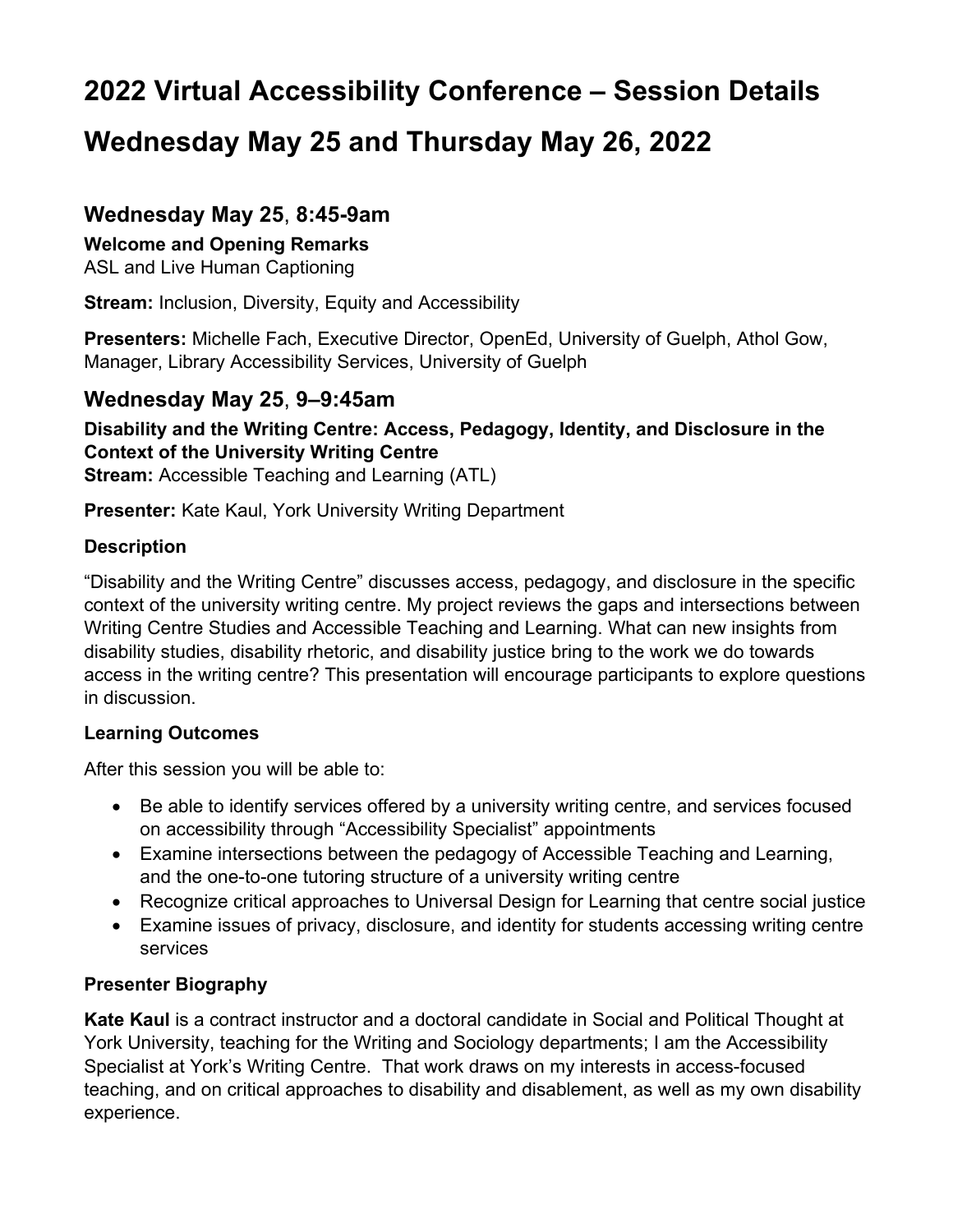# 2022 Virtual Accessibility Conference – Session Details

# Wednesday May 25 and Thursday May 26, 2022

## Wednesday May 25, 8:45-9am

**Welcome and Opening Remarks**
ASL and Live Human Captioning

**Stream:** Inclusion, Diversity, Equity and Accessibility

**Presenters:** Michelle Fach, Executive Director, OpenEd, University of Guelph, Athol Gow, Manager, Library Accessibility Services, University of Guelph

## Wednesday May 25, 9–9:45am

**Disability and the Writing Centre: Access, Pedagogy, Identity, and Disclosure in the Context of the University Writing Centre**
**Stream:** Accessible Teaching and Learning (ATL)

**Presenter:** Kate Kaul, York University Writing Department

### Description

"Disability and the Writing Centre" discusses access, pedagogy, and disclosure in the specific context of the university writing centre. My project reviews the gaps and intersections between Writing Centre Studies and Accessible Teaching and Learning. What can new insights from disability studies, disability rhetoric, and disability justice bring to the work we do towards access in the writing centre? This presentation will encourage participants to explore questions in discussion.

### Learning Outcomes

After this session you will be able to:

- Be able to identify services offered by a university writing centre, and services focused on accessibility through "Accessibility Specialist" appointments
- Examine intersections between the pedagogy of Accessible Teaching and Learning, and the one-to-one tutoring structure of a university writing centre
- Recognize critical approaches to Universal Design for Learning that centre social justice
- Examine issues of privacy, disclosure, and identity for students accessing writing centre services

### Presenter Biography

**Kate Kaul** is a contract instructor and a doctoral candidate in Social and Political Thought at York University, teaching for the Writing and Sociology departments; I am the Accessibility Specialist at York's Writing Centre. That work draws on my interests in access-focused teaching, and on critical approaches to disability and disablement, as well as my own disability experience.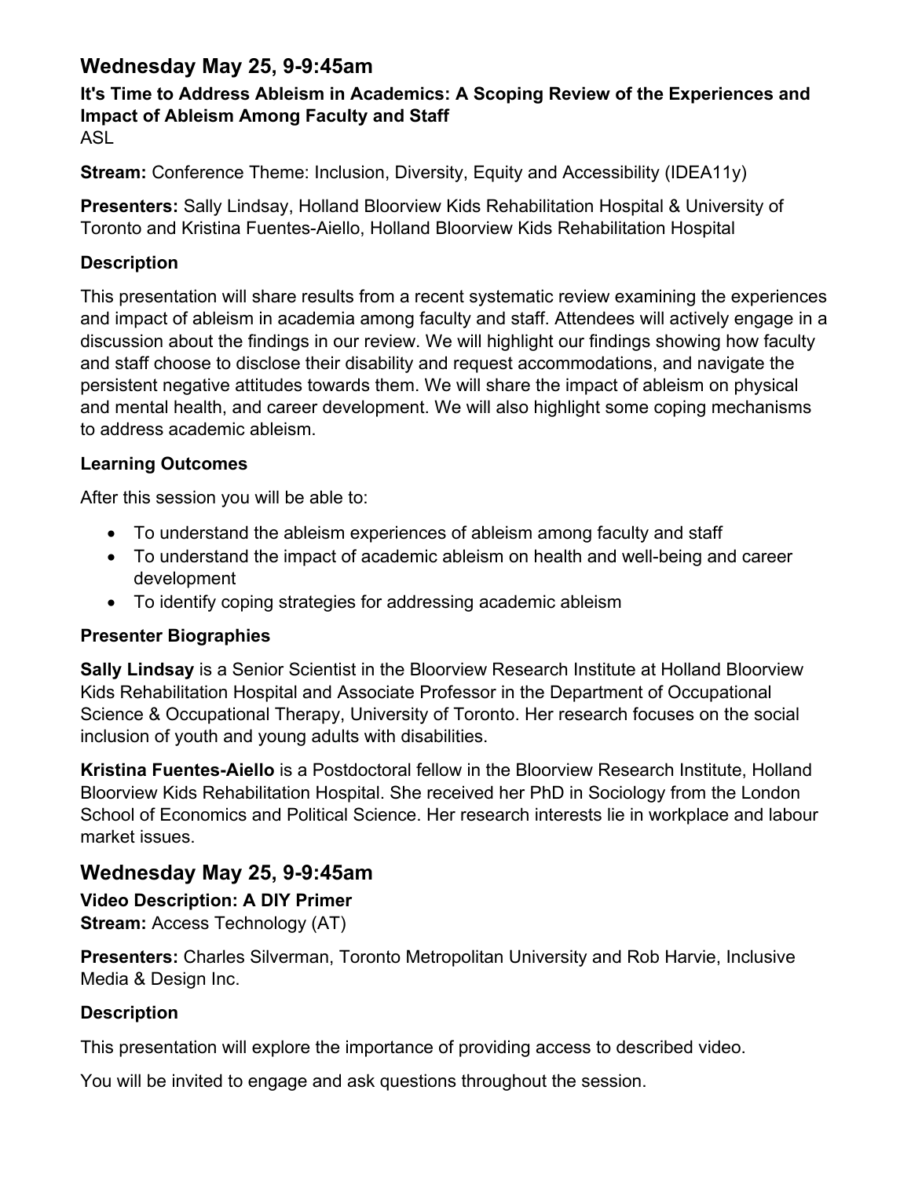## Wednesday May 25, 9-9:45am

### It's Time to Address Ableism in Academics: A Scoping Review of the Experiences and Impact of Ableism Among Faculty and Staff

ASL

**Stream:** Conference Theme: Inclusion, Diversity, Equity and Accessibility (IDEA11y)

**Presenters:** Sally Lindsay, Holland Bloorview Kids Rehabilitation Hospital & University of Toronto and Kristina Fuentes-Aiello, Holland Bloorview Kids Rehabilitation Hospital

### Description

This presentation will share results from a recent systematic review examining the experiences and impact of ableism in academia among faculty and staff. Attendees will actively engage in a discussion about the findings in our review. We will highlight our findings showing how faculty and staff choose to disclose their disability and request accommodations, and navigate the persistent negative attitudes towards them. We will share the impact of ableism on physical and mental health, and career development. We will also highlight some coping mechanisms to address academic ableism.

### Learning Outcomes

After this session you will be able to:

- To understand the ableism experiences of ableism among faculty and staff
- To understand the impact of academic ableism on health and well-being and career development
- To identify coping strategies for addressing academic ableism

### Presenter Biographies

**Sally Lindsay** is a Senior Scientist in the Bloorview Research Institute at Holland Bloorview Kids Rehabilitation Hospital and Associate Professor in the Department of Occupational Science & Occupational Therapy, University of Toronto. Her research focuses on the social inclusion of youth and young adults with disabilities.

**Kristina Fuentes-Aiello** is a Postdoctoral fellow in the Bloorview Research Institute, Holland Bloorview Kids Rehabilitation Hospital. She received her PhD in Sociology from the London School of Economics and Political Science. Her research interests lie in workplace and labour market issues.

## Wednesday May 25, 9-9:45am

### Video Description: A DIY Primer

**Stream:** Access Technology (AT)

**Presenters:** Charles Silverman, Toronto Metropolitan University and Rob Harvie, Inclusive Media & Design Inc.

### Description

This presentation will explore the importance of providing access to described video.

You will be invited to engage and ask questions throughout the session.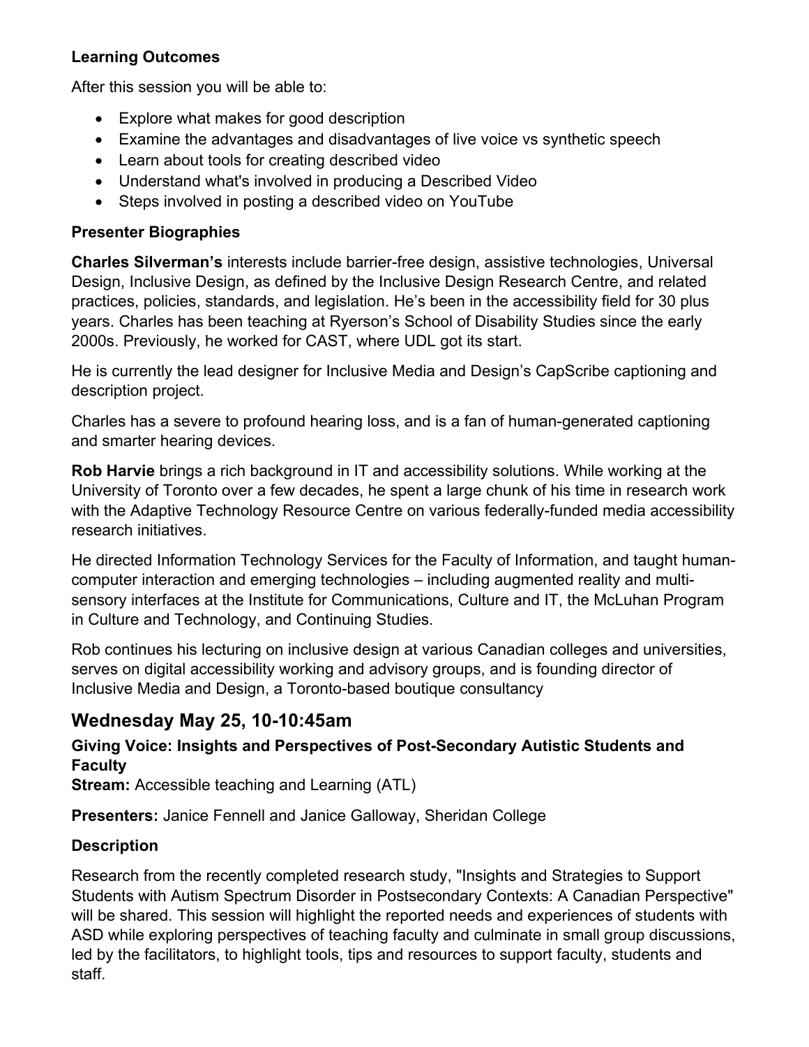**Learning Outcomes**

After this session you will be able to:

- Explore what makes for good description
- Examine the advantages and disadvantages of live voice vs synthetic speech
- Learn about tools for creating described video
- Understand what's involved in producing a Described Video
- Steps involved in posting a described video on YouTube

**Presenter Biographies**

**Charles Silverman's** interests include barrier-free design, assistive technologies, Universal Design, Inclusive Design, as defined by the Inclusive Design Research Centre, and related practices, policies, standards, and legislation. He's been in the accessibility field for 30 plus years. Charles has been teaching at Ryerson's School of Disability Studies since the early 2000s. Previously, he worked for CAST, where UDL got its start.

He is currently the lead designer for Inclusive Media and Design's CapScribe captioning and description project.

Charles has a severe to profound hearing loss, and is a fan of human-generated captioning and smarter hearing devices.

**Rob Harvie** brings a rich background in IT and accessibility solutions. While working at the University of Toronto over a few decades, he spent a large chunk of his time in research work with the Adaptive Technology Resource Centre on various federally-funded media accessibility research initiatives.

He directed Information Technology Services for the Faculty of Information, and taught human-computer interaction and emerging technologies – including augmented reality and multi-sensory interfaces at the Institute for Communications, Culture and IT, the McLuhan Program in Culture and Technology, and Continuing Studies.

Rob continues his lecturing on inclusive design at various Canadian colleges and universities, serves on digital accessibility working and advisory groups, and is founding director of Inclusive Media and Design, a Toronto-based boutique consultancy

## Wednesday May 25, 10-10:45am

**Giving Voice: Insights and Perspectives of Post-Secondary Autistic Students and Faculty**

**Stream:** Accessible teaching and Learning (ATL)

**Presenters:** Janice Fennell and Janice Galloway, Sheridan College

**Description**

Research from the recently completed research study, "Insights and Strategies to Support Students with Autism Spectrum Disorder in Postsecondary Contexts: A Canadian Perspective" will be shared. This session will highlight the reported needs and experiences of students with ASD while exploring perspectives of teaching faculty and culminate in small group discussions, led by the facilitators, to highlight tools, tips and resources to support faculty, students and staff.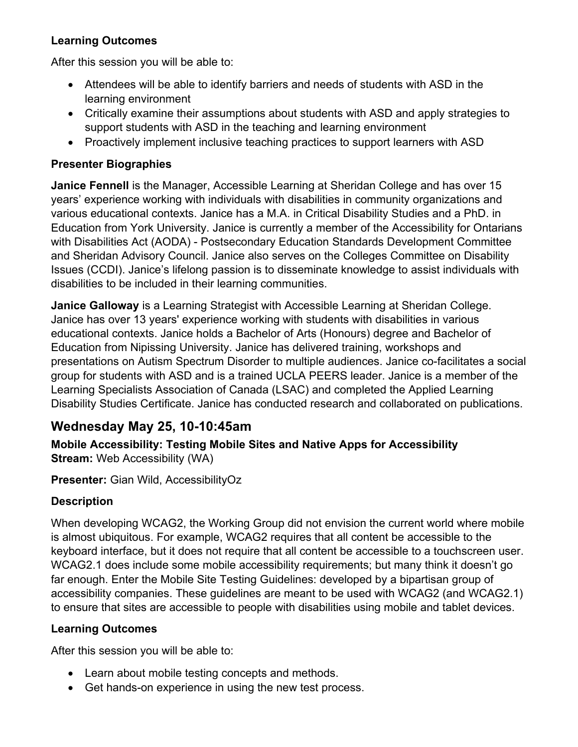**Learning Outcomes**

After this session you will be able to:

- Attendees will be able to identify barriers and needs of students with ASD in the learning environment
- Critically examine their assumptions about students with ASD and apply strategies to support students with ASD in the teaching and learning environment
- Proactively implement inclusive teaching practices to support learners with ASD

**Presenter Biographies**

**Janice Fennell** is the Manager, Accessible Learning at Sheridan College and has over 15 years' experience working with individuals with disabilities in community organizations and various educational contexts. Janice has a M.A. in Critical Disability Studies and a PhD. in Education from York University. Janice is currently a member of the Accessibility for Ontarians with Disabilities Act (AODA) - Postsecondary Education Standards Development Committee and Sheridan Advisory Council. Janice also serves on the Colleges Committee on Disability Issues (CCDI). Janice's lifelong passion is to disseminate knowledge to assist individuals with disabilities to be included in their learning communities.

**Janice Galloway** is a Learning Strategist with Accessible Learning at Sheridan College. Janice has over 13 years' experience working with students with disabilities in various educational contexts. Janice holds a Bachelor of Arts (Honours) degree and Bachelor of Education from Nipissing University. Janice has delivered training, workshops and presentations on Autism Spectrum Disorder to multiple audiences. Janice co-facilitates a social group for students with ASD and is a trained UCLA PEERS leader. Janice is a member of the Learning Specialists Association of Canada (LSAC) and completed the Applied Learning Disability Studies Certificate. Janice has conducted research and collaborated on publications.

## Wednesday May 25, 10-10:45am

**Mobile Accessibility: Testing Mobile Sites and Native Apps for Accessibility**
**Stream:** Web Accessibility (WA)

**Presenter:** Gian Wild, AccessibilityOz

**Description**

When developing WCAG2, the Working Group did not envision the current world where mobile is almost ubiquitous. For example, WCAG2 requires that all content be accessible to the keyboard interface, but it does not require that all content be accessible to a touchscreen user. WCAG2.1 does include some mobile accessibility requirements; but many think it doesn't go far enough. Enter the Mobile Site Testing Guidelines: developed by a bipartisan group of accessibility companies. These guidelines are meant to be used with WCAG2 (and WCAG2.1) to ensure that sites are accessible to people with disabilities using mobile and tablet devices.

**Learning Outcomes**

After this session you will be able to:

- Learn about mobile testing concepts and methods.
- Get hands-on experience in using the new test process.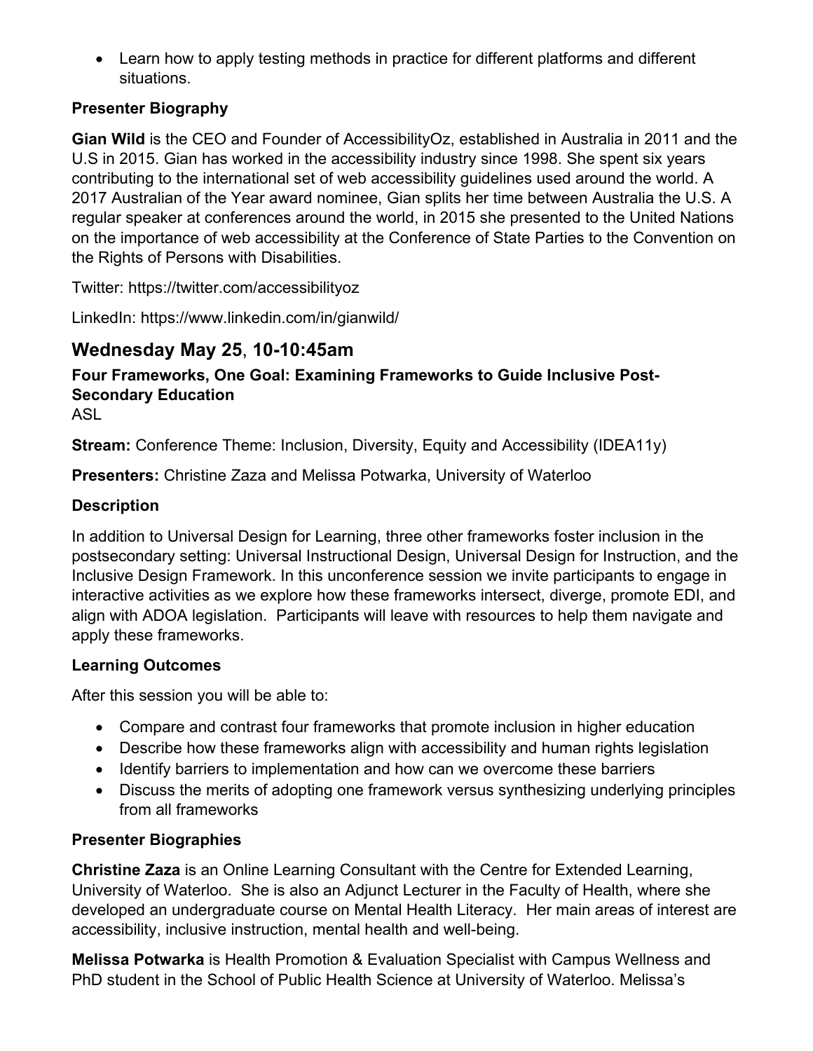- Learn how to apply testing methods in practice for different platforms and different situations.

### Presenter Biography

**Gian Wild** is the CEO and Founder of AccessibilityOz, established in Australia in 2011 and the U.S in 2015. Gian has worked in the accessibility industry since 1998. She spent six years contributing to the international set of web accessibility guidelines used around the world. A 2017 Australian of the Year award nominee, Gian splits her time between Australia the U.S. A regular speaker at conferences around the world, in 2015 she presented to the United Nations on the importance of web accessibility at the Conference of State Parties to the Convention on the Rights of Persons with Disabilities.

Twitter: https://twitter.com/accessibilityoz

LinkedIn: https://www.linkedin.com/in/gianwild/

## Wednesday May 25, 10-10:45am

### Four Frameworks, One Goal: Examining Frameworks to Guide Inclusive Post-Secondary Education

ASL

**Stream:** Conference Theme: Inclusion, Diversity, Equity and Accessibility (IDEA11y)

**Presenters:** Christine Zaza and Melissa Potwarka, University of Waterloo

### Description

In addition to Universal Design for Learning, three other frameworks foster inclusion in the postsecondary setting: Universal Instructional Design, Universal Design for Instruction, and the Inclusive Design Framework. In this unconference session we invite participants to engage in interactive activities as we explore how these frameworks intersect, diverge, promote EDI, and align with ADOA legislation. Participants will leave with resources to help them navigate and apply these frameworks.

### Learning Outcomes

After this session you will be able to:

- Compare and contrast four frameworks that promote inclusion in higher education
- Describe how these frameworks align with accessibility and human rights legislation
- Identify barriers to implementation and how can we overcome these barriers
- Discuss the merits of adopting one framework versus synthesizing underlying principles from all frameworks

### Presenter Biographies

**Christine Zaza** is an Online Learning Consultant with the Centre for Extended Learning, University of Waterloo. She is also an Adjunct Lecturer in the Faculty of Health, where she developed an undergraduate course on Mental Health Literacy. Her main areas of interest are accessibility, inclusive instruction, mental health and well-being.

**Melissa Potwarka** is Health Promotion & Evaluation Specialist with Campus Wellness and PhD student in the School of Public Health Science at University of Waterloo. Melissa's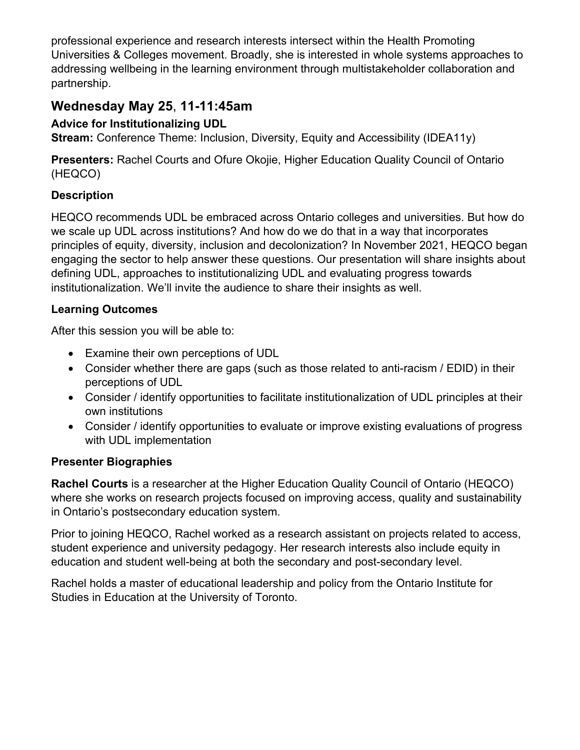professional experience and research interests intersect within the Health Promoting Universities & Colleges movement. Broadly, she is interested in whole systems approaches to addressing wellbeing in the learning environment through multistakeholder collaboration and partnership.

## Wednesday May 25, 11-11:45am

### Advice for Institutionalizing UDL

**Stream:** Conference Theme: Inclusion, Diversity, Equity and Accessibility (IDEA11y)

**Presenters:** Rachel Courts and Ofure Okojie, Higher Education Quality Council of Ontario (HEQCO)

### Description

HEQCO recommends UDL be embraced across Ontario colleges and universities. But how do we scale up UDL across institutions? And how do we do that in a way that incorporates principles of equity, diversity, inclusion and decolonization? In November 2021, HEQCO began engaging the sector to help answer these questions. Our presentation will share insights about defining UDL, approaches to institutionalizing UDL and evaluating progress towards institutionalization. We'll invite the audience to share their insights as well.

### Learning Outcomes

After this session you will be able to:

- Examine their own perceptions of UDL
- Consider whether there are gaps (such as those related to anti-racism / EDID) in their perceptions of UDL
- Consider / identify opportunities to facilitate institutionalization of UDL principles at their own institutions
- Consider / identify opportunities to evaluate or improve existing evaluations of progress with UDL implementation

### Presenter Biographies

**Rachel Courts** is a researcher at the Higher Education Quality Council of Ontario (HEQCO) where she works on research projects focused on improving access, quality and sustainability in Ontario's postsecondary education system.

Prior to joining HEQCO, Rachel worked as a research assistant on projects related to access, student experience and university pedagogy. Her research interests also include equity in education and student well-being at both the secondary and post-secondary level.

Rachel holds a master of educational leadership and policy from the Ontario Institute for Studies in Education at the University of Toronto.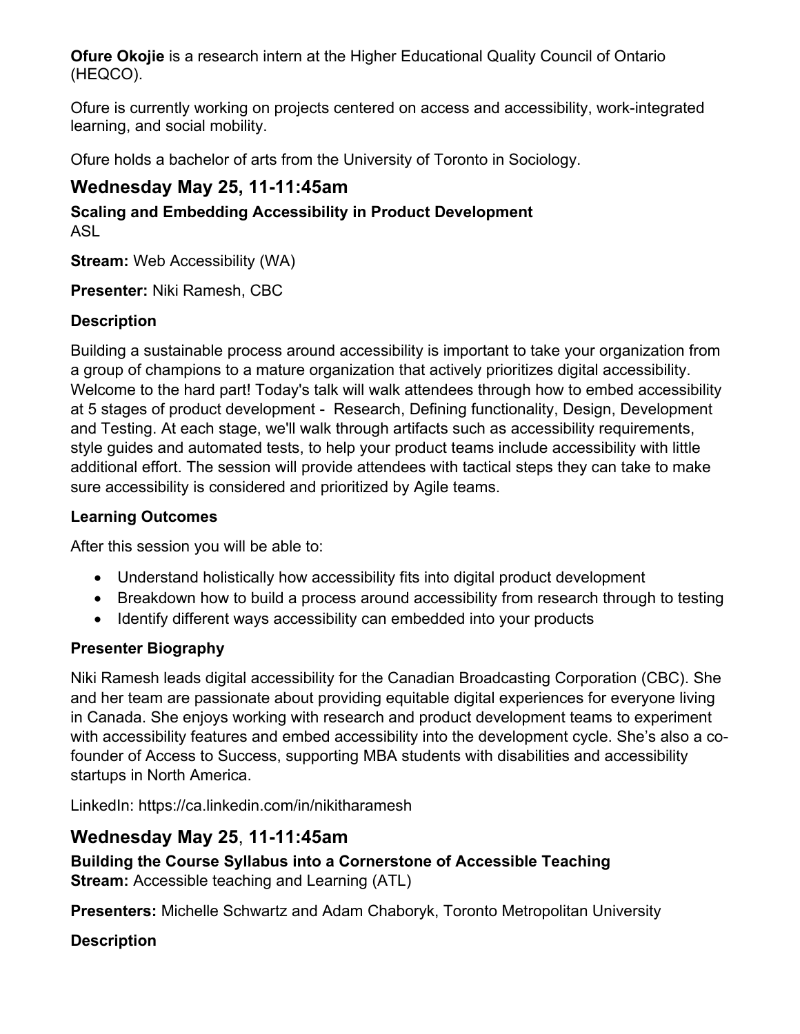**Ofure Okojie** is a research intern at the Higher Educational Quality Council of Ontario (HEQCO).

Ofure is currently working on projects centered on access and accessibility, work-integrated learning, and social mobility.

Ofure holds a bachelor of arts from the University of Toronto in Sociology.

## Wednesday May 25, 11-11:45am

**Scaling and Embedding Accessibility in Product Development**
ASL

**Stream:** Web Accessibility (WA)

**Presenter:** Niki Ramesh, CBC

### Description

Building a sustainable process around accessibility is important to take your organization from a group of champions to a mature organization that actively prioritizes digital accessibility. Welcome to the hard part! Today's talk will walk attendees through how to embed accessibility at 5 stages of product development - Research, Defining functionality, Design, Development and Testing. At each stage, we'll walk through artifacts such as accessibility requirements, style guides and automated tests, to help your product teams include accessibility with little additional effort. The session will provide attendees with tactical steps they can take to make sure accessibility is considered and prioritized by Agile teams.

### Learning Outcomes

After this session you will be able to:

- Understand holistically how accessibility fits into digital product development
- Breakdown how to build a process around accessibility from research through to testing
- Identify different ways accessibility can embedded into your products

### Presenter Biography

Niki Ramesh leads digital accessibility for the Canadian Broadcasting Corporation (CBC). She and her team are passionate about providing equitable digital experiences for everyone living in Canada. She enjoys working with research and product development teams to experiment with accessibility features and embed accessibility into the development cycle. She's also a co-founder of Access to Success, supporting MBA students with disabilities and accessibility startups in North America.

LinkedIn: https://ca.linkedin.com/in/nikitharamesh

## Wednesday May 25, 11-11:45am

**Building the Course Syllabus into a Cornerstone of Accessible Teaching**
**Stream:** Accessible teaching and Learning (ATL)

**Presenters:** Michelle Schwartz and Adam Chaboryk, Toronto Metropolitan University

### Description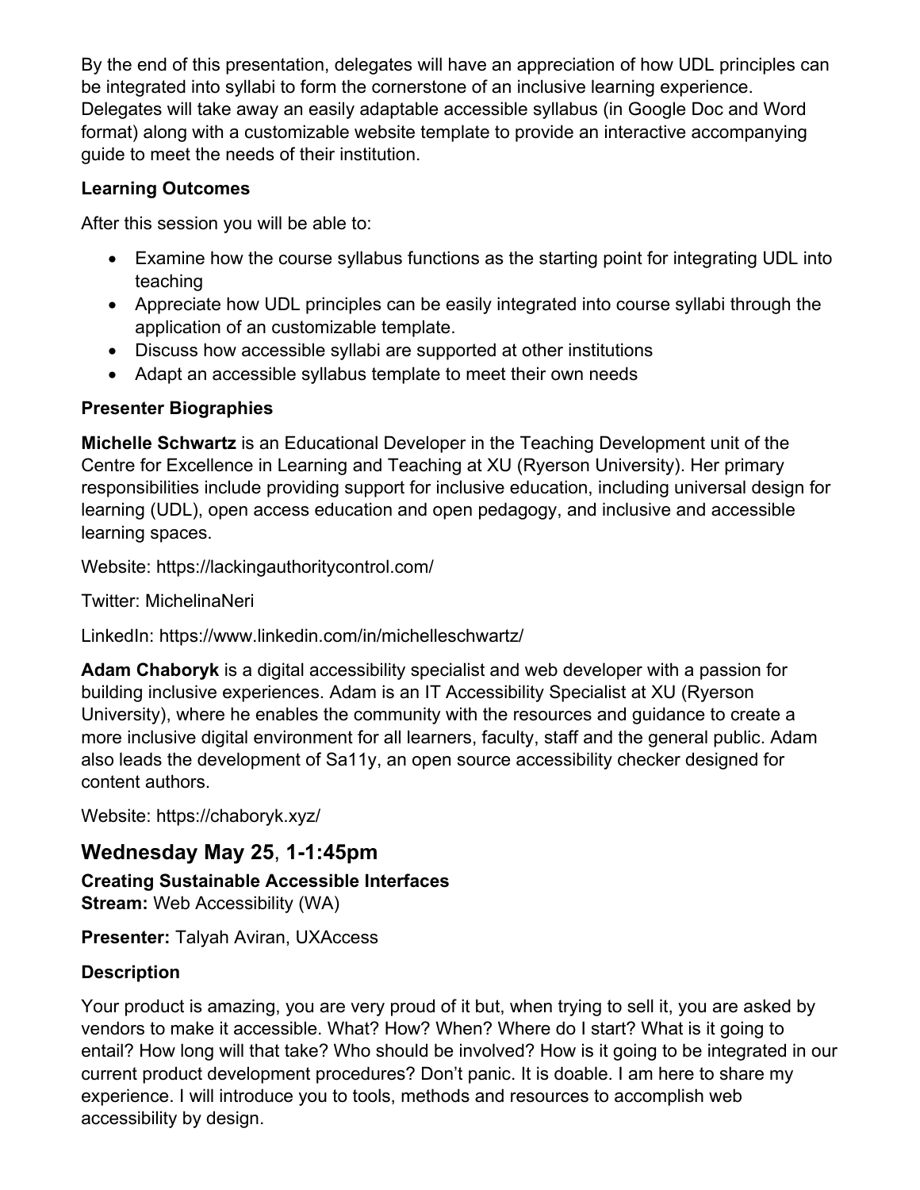By the end of this presentation, delegates will have an appreciation of how UDL principles can be integrated into syllabi to form the cornerstone of an inclusive learning experience. Delegates will take away an easily adaptable accessible syllabus (in Google Doc and Word format) along with a customizable website template to provide an interactive accompanying guide to meet the needs of their institution.

**Learning Outcomes**

After this session you will be able to:

- Examine how the course syllabus functions as the starting point for integrating UDL into teaching
- Appreciate how UDL principles can be easily integrated into course syllabi through the application of an customizable template.
- Discuss how accessible syllabi are supported at other institutions
- Adapt an accessible syllabus template to meet their own needs

**Presenter Biographies**

**Michelle Schwartz** is an Educational Developer in the Teaching Development unit of the Centre for Excellence in Learning and Teaching at XU (Ryerson University). Her primary responsibilities include providing support for inclusive education, including universal design for learning (UDL), open access education and open pedagogy, and inclusive and accessible learning spaces.

Website: https://lackingauthoritycontrol.com/

Twitter: MichelinaNeri

LinkedIn: https://www.linkedin.com/in/michelleschwartz/

**Adam Chaboryk** is a digital accessibility specialist and web developer with a passion for building inclusive experiences. Adam is an IT Accessibility Specialist at XU (Ryerson University), where he enables the community with the resources and guidance to create a more inclusive digital environment for all learners, faculty, staff and the general public. Adam also leads the development of Sa11y, an open source accessibility checker designed for content authors.

Website: https://chaboryk.xyz/

## Wednesday May 25, 1-1:45pm

**Creating Sustainable Accessible Interfaces**
**Stream:** Web Accessibility (WA)

**Presenter:** Talyah Aviran, UXAccess

**Description**

Your product is amazing, you are very proud of it but, when trying to sell it, you are asked by vendors to make it accessible. What? How? When? Where do I start? What is it going to entail? How long will that take? Who should be involved? How is it going to be integrated in our current product development procedures? Don't panic. It is doable. I am here to share my experience. I will introduce you to tools, methods and resources to accomplish web accessibility by design.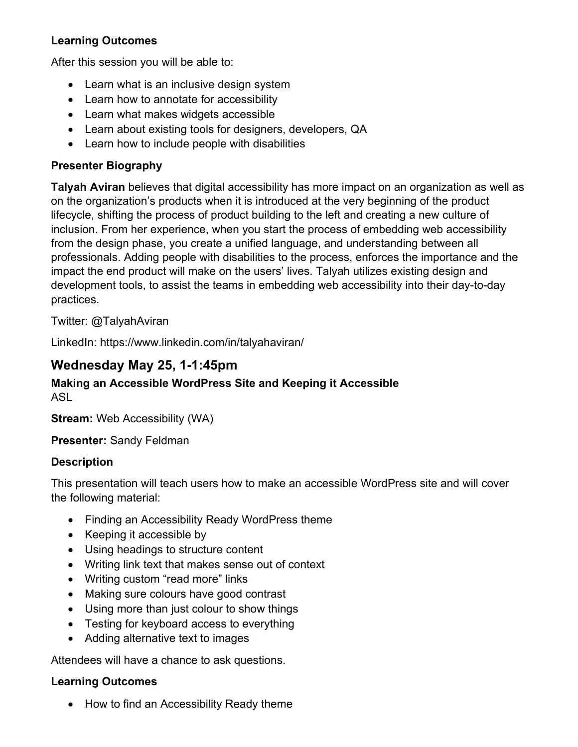**Learning Outcomes**

After this session you will be able to:

- Learn what is an inclusive design system
- Learn how to annotate for accessibility
- Learn what makes widgets accessible
- Learn about existing tools for designers, developers, QA
- Learn how to include people with disabilities

**Presenter Biography**

**Talyah Aviran** believes that digital accessibility has more impact on an organization as well as on the organization's products when it is introduced at the very beginning of the product lifecycle, shifting the process of product building to the left and creating a new culture of inclusion. From her experience, when you start the process of embedding web accessibility from the design phase, you create a unified language, and understanding between all professionals. Adding people with disabilities to the process, enforces the importance and the impact the end product will make on the users' lives. Talyah utilizes existing design and development tools, to assist the teams in embedding web accessibility into their day-to-day practices.

Twitter: @TalyahAviran

LinkedIn: https://www.linkedin.com/in/talyahaviran/

## Wednesday May 25, 1-1:45pm

**Making an Accessible WordPress Site and Keeping it Accessible**
ASL

**Stream:** Web Accessibility (WA)

**Presenter:** Sandy Feldman

**Description**

This presentation will teach users how to make an accessible WordPress site and will cover the following material:

- Finding an Accessibility Ready WordPress theme
- Keeping it accessible by
- Using headings to structure content
- Writing link text that makes sense out of context
- Writing custom "read more" links
- Making sure colours have good contrast
- Using more than just colour to show things
- Testing for keyboard access to everything
- Adding alternative text to images

Attendees will have a chance to ask questions.

**Learning Outcomes**

- How to find an Accessibility Ready theme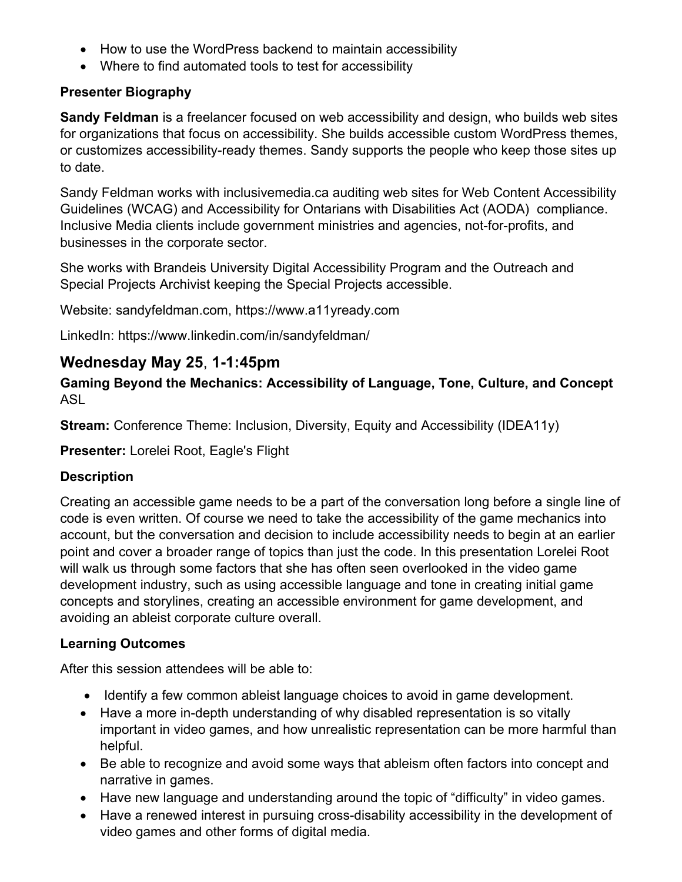- How to use the WordPress backend to maintain accessibility
- Where to find automated tools to test for accessibility

**Presenter Biography**

**Sandy Feldman** is a freelancer focused on web accessibility and design, who builds web sites for organizations that focus on accessibility. She builds accessible custom WordPress themes, or customizes accessibility-ready themes. Sandy supports the people who keep those sites up to date.

Sandy Feldman works with inclusivemedia.ca auditing web sites for Web Content Accessibility Guidelines (WCAG) and Accessibility for Ontarians with Disabilities Act (AODA) compliance. Inclusive Media clients include government ministries and agencies, not-for-profits, and businesses in the corporate sector.

She works with Brandeis University Digital Accessibility Program and the Outreach and Special Projects Archivist keeping the Special Projects accessible.

Website: sandyfeldman.com, https://www.a11yready.com

LinkedIn: https://www.linkedin.com/in/sandyfeldman/

## Wednesday May 25, 1-1:45pm

**Gaming Beyond the Mechanics: Accessibility of Language, Tone, Culture, and Concept**
ASL

**Stream:** Conference Theme: Inclusion, Diversity, Equity and Accessibility (IDEA11y)

**Presenter:** Lorelei Root, Eagle's Flight

**Description**

Creating an accessible game needs to be a part of the conversation long before a single line of code is even written. Of course we need to take the accessibility of the game mechanics into account, but the conversation and decision to include accessibility needs to begin at an earlier point and cover a broader range of topics than just the code. In this presentation Lorelei Root will walk us through some factors that she has often seen overlooked in the video game development industry, such as using accessible language and tone in creating initial game concepts and storylines, creating an accessible environment for game development, and avoiding an ableist corporate culture overall.

**Learning Outcomes**

After this session attendees will be able to:

- Identify a few common ableist language choices to avoid in game development.
- Have a more in-depth understanding of why disabled representation is so vitally important in video games, and how unrealistic representation can be more harmful than helpful.
- Be able to recognize and avoid some ways that ableism often factors into concept and narrative in games.
- Have new language and understanding around the topic of "difficulty" in video games.
- Have a renewed interest in pursuing cross-disability accessibility in the development of video games and other forms of digital media.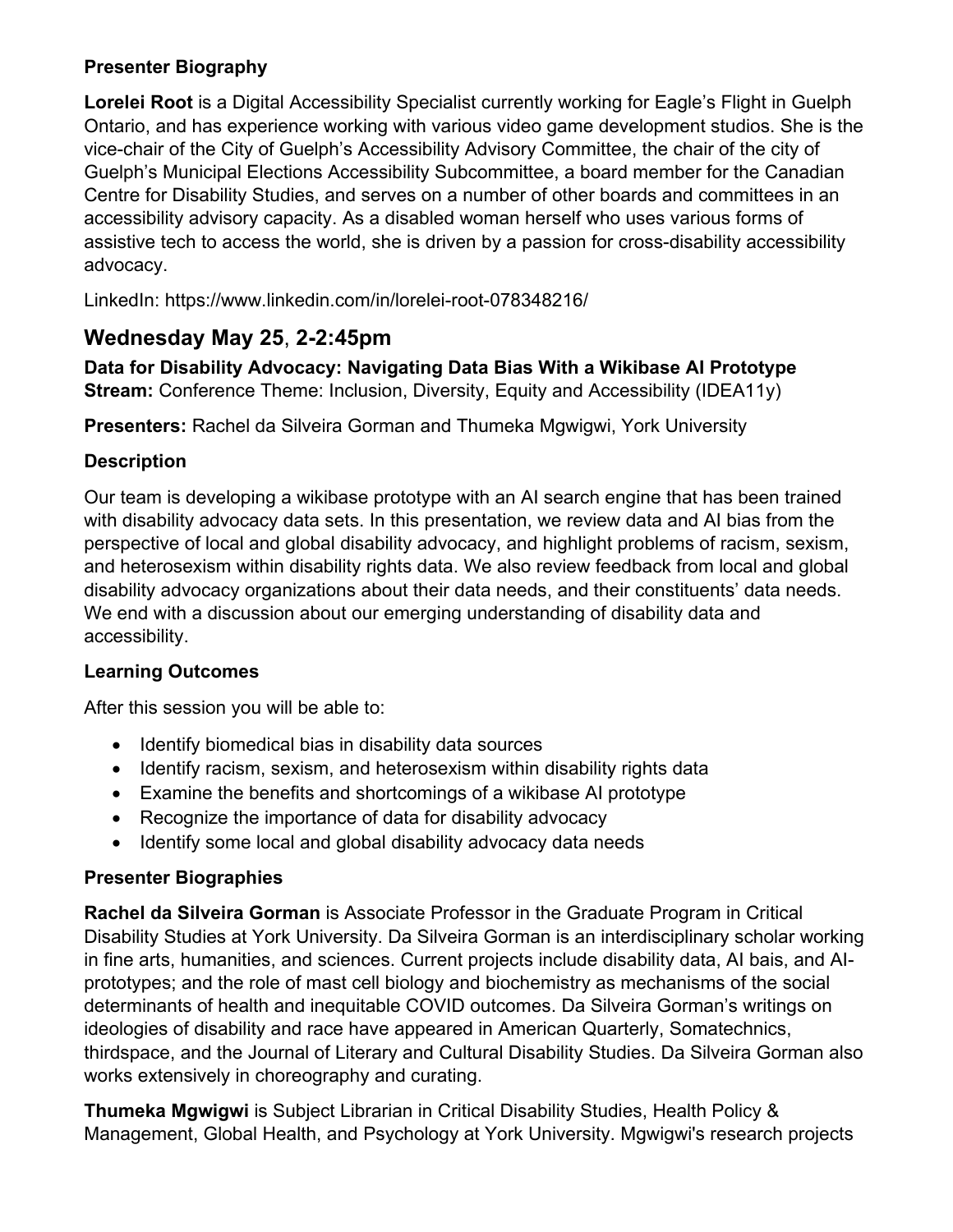### Presenter Biography

**Lorelei Root** is a Digital Accessibility Specialist currently working for Eagle's Flight in Guelph Ontario, and has experience working with various video game development studios. She is the vice-chair of the City of Guelph's Accessibility Advisory Committee, the chair of the city of Guelph's Municipal Elections Accessibility Subcommittee, a board member for the Canadian Centre for Disability Studies, and serves on a number of other boards and committees in an accessibility advisory capacity. As a disabled woman herself who uses various forms of assistive tech to access the world, she is driven by a passion for cross-disability accessibility advocacy.

LinkedIn: https://www.linkedin.com/in/lorelei-root-078348216/

## Wednesday May 25, 2-2:45pm

**Data for Disability Advocacy: Navigating Data Bias With a Wikibase AI Prototype**
**Stream:** Conference Theme: Inclusion, Diversity, Equity and Accessibility (IDEA11y)

**Presenters:** Rachel da Silveira Gorman and Thumeka Mgwigwi, York University

### Description

Our team is developing a wikibase prototype with an AI search engine that has been trained with disability advocacy data sets. In this presentation, we review data and AI bias from the perspective of local and global disability advocacy, and highlight problems of racism, sexism, and heterosexism within disability rights data. We also review feedback from local and global disability advocacy organizations about their data needs, and their constituents' data needs. We end with a discussion about our emerging understanding of disability data and accessibility.

### Learning Outcomes

After this session you will be able to:

- Identify biomedical bias in disability data sources
- Identify racism, sexism, and heterosexism within disability rights data
- Examine the benefits and shortcomings of a wikibase AI prototype
- Recognize the importance of data for disability advocacy
- Identify some local and global disability advocacy data needs

### Presenter Biographies

**Rachel da Silveira Gorman** is Associate Professor in the Graduate Program in Critical Disability Studies at York University. Da Silveira Gorman is an interdisciplinary scholar working in fine arts, humanities, and sciences. Current projects include disability data, AI bais, and AI-prototypes; and the role of mast cell biology and biochemistry as mechanisms of the social determinants of health and inequitable COVID outcomes. Da Silveira Gorman's writings on ideologies of disability and race have appeared in American Quarterly, Somatechnics, thirdspace, and the Journal of Literary and Cultural Disability Studies. Da Silveira Gorman also works extensively in choreography and curating.

**Thumeka Mgwigwi** is Subject Librarian in Critical Disability Studies, Health Policy & Management, Global Health, and Psychology at York University. Mgwigwi's research projects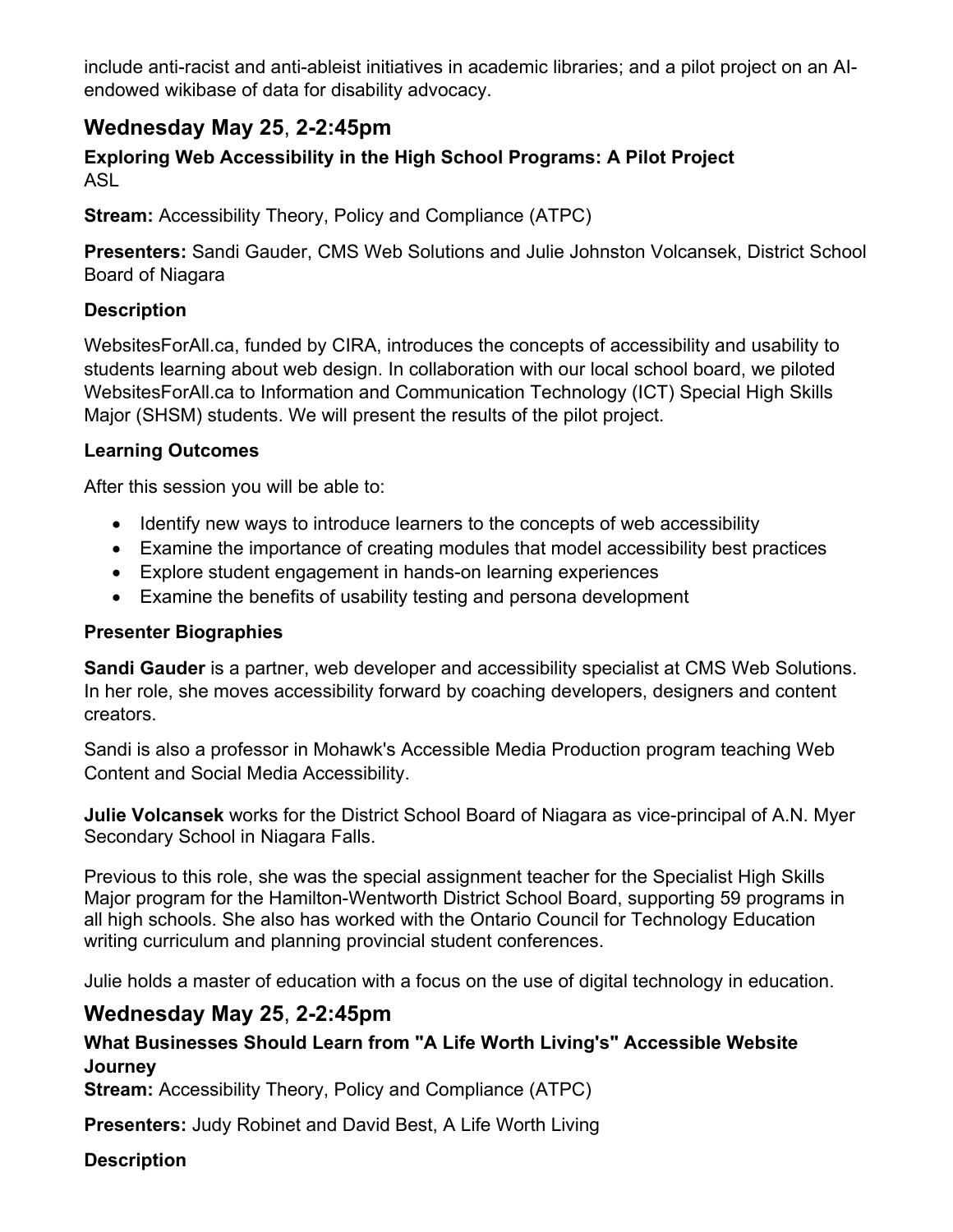include anti-racist and anti-ableist initiatives in academic libraries; and a pilot project on an AI-endowed wikibase of data for disability advocacy.

## Wednesday May 25, 2-2:45pm

**Exploring Web Accessibility in the High School Programs: A Pilot Project**
ASL

**Stream:** Accessibility Theory, Policy and Compliance (ATPC)

**Presenters:** Sandi Gauder, CMS Web Solutions and Julie Johnston Volcansek, District School Board of Niagara

### Description

WebsitesForAll.ca, funded by CIRA, introduces the concepts of accessibility and usability to students learning about web design. In collaboration with our local school board, we piloted WebsitesForAll.ca to Information and Communication Technology (ICT) Special High Skills Major (SHSM) students. We will present the results of the pilot project.

### Learning Outcomes

After this session you will be able to:

- Identify new ways to introduce learners to the concepts of web accessibility
- Examine the importance of creating modules that model accessibility best practices
- Explore student engagement in hands-on learning experiences
- Examine the benefits of usability testing and persona development

### Presenter Biographies

**Sandi Gauder** is a partner, web developer and accessibility specialist at CMS Web Solutions. In her role, she moves accessibility forward by coaching developers, designers and content creators.

Sandi is also a professor in Mohawk's Accessible Media Production program teaching Web Content and Social Media Accessibility.

**Julie Volcansek** works for the District School Board of Niagara as vice-principal of A.N. Myer Secondary School in Niagara Falls.

Previous to this role, she was the special assignment teacher for the Specialist High Skills Major program for the Hamilton-Wentworth District School Board, supporting 59 programs in all high schools. She also has worked with the Ontario Council for Technology Education writing curriculum and planning provincial student conferences.

Julie holds a master of education with a focus on the use of digital technology in education.

## Wednesday May 25, 2-2:45pm

**What Businesses Should Learn from "A Life Worth Living's" Accessible Website Journey**

**Stream:** Accessibility Theory, Policy and Compliance (ATPC)

**Presenters:** Judy Robinet and David Best, A Life Worth Living

### Description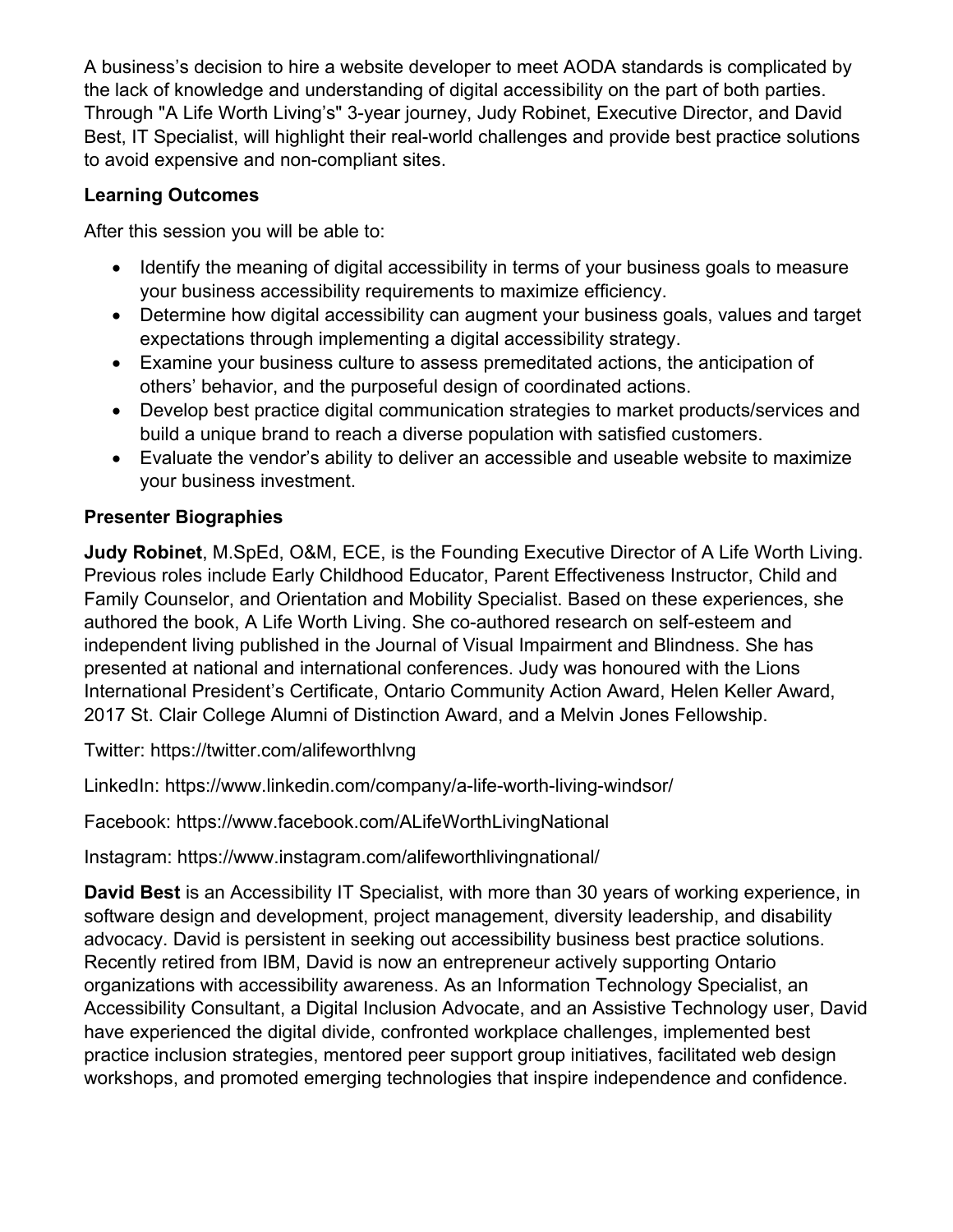A business's decision to hire a website developer to meet AODA standards is complicated by the lack of knowledge and understanding of digital accessibility on the part of both parties. Through "A Life Worth Living's" 3-year journey, Judy Robinet, Executive Director, and David Best, IT Specialist, will highlight their real-world challenges and provide best practice solutions to avoid expensive and non-compliant sites.

### Learning Outcomes

After this session you will be able to:

- Identify the meaning of digital accessibility in terms of your business goals to measure your business accessibility requirements to maximize efficiency.
- Determine how digital accessibility can augment your business goals, values and target expectations through implementing a digital accessibility strategy.
- Examine your business culture to assess premeditated actions, the anticipation of others' behavior, and the purposeful design of coordinated actions.
- Develop best practice digital communication strategies to market products/services and build a unique brand to reach a diverse population with satisfied customers.
- Evaluate the vendor's ability to deliver an accessible and useable website to maximize your business investment.

### Presenter Biographies

**Judy Robinet**, M.SpEd, O&M, ECE, is the Founding Executive Director of A Life Worth Living. Previous roles include Early Childhood Educator, Parent Effectiveness Instructor, Child and Family Counselor, and Orientation and Mobility Specialist. Based on these experiences, she authored the book, A Life Worth Living. She co-authored research on self-esteem and independent living published in the Journal of Visual Impairment and Blindness. She has presented at national and international conferences. Judy was honoured with the Lions International President's Certificate, Ontario Community Action Award, Helen Keller Award, 2017 St. Clair College Alumni of Distinction Award, and a Melvin Jones Fellowship.

Twitter: https://twitter.com/alifeworthlvng

LinkedIn: https://www.linkedin.com/company/a-life-worth-living-windsor/

Facebook: https://www.facebook.com/ALifeWorthLivingNational

Instagram: https://www.instagram.com/alifeworthlivingnational/

**David Best** is an Accessibility IT Specialist, with more than 30 years of working experience, in software design and development, project management, diversity leadership, and disability advocacy. David is persistent in seeking out accessibility business best practice solutions. Recently retired from IBM, David is now an entrepreneur actively supporting Ontario organizations with accessibility awareness. As an Information Technology Specialist, an Accessibility Consultant, a Digital Inclusion Advocate, and an Assistive Technology user, David have experienced the digital divide, confronted workplace challenges, implemented best practice inclusion strategies, mentored peer support group initiatives, facilitated web design workshops, and promoted emerging technologies that inspire independence and confidence.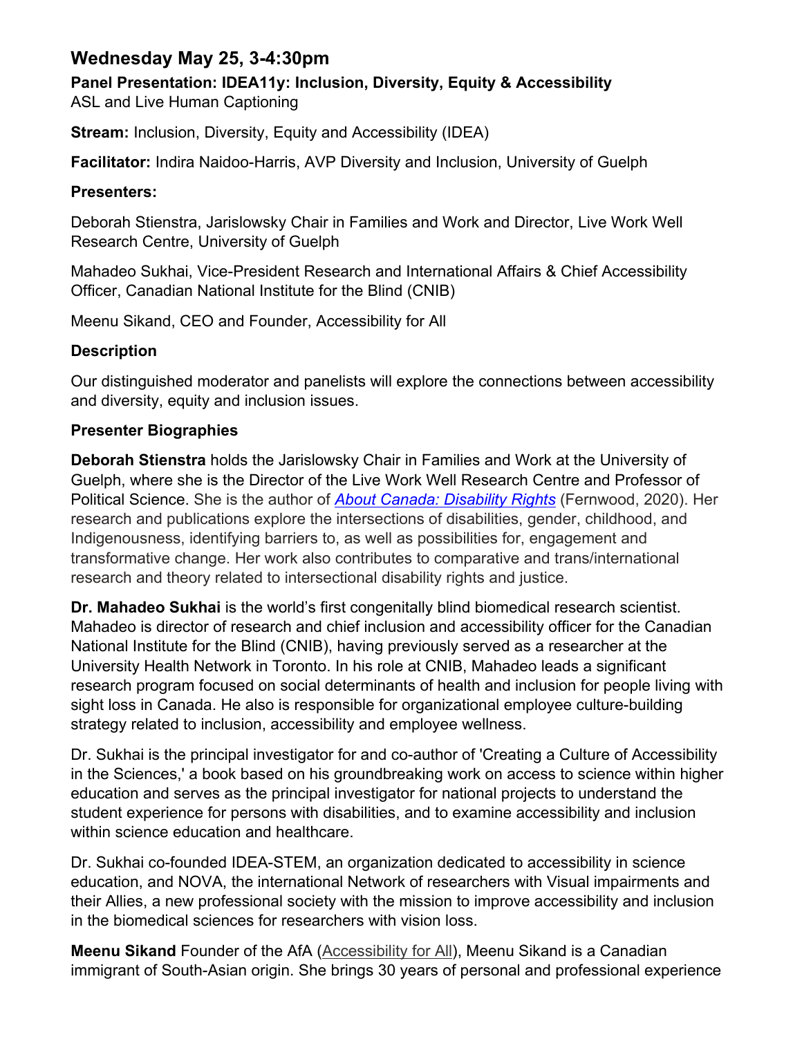## Wednesday May 25, 3-4:30pm

**Panel Presentation: IDEA11y: Inclusion, Diversity, Equity & Accessibility**
ASL and Live Human Captioning

**Stream:** Inclusion, Diversity, Equity and Accessibility (IDEA)

**Facilitator:** Indira Naidoo-Harris, AVP Diversity and Inclusion, University of Guelph

### Presenters:

Deborah Stienstra, Jarislowsky Chair in Families and Work and Director, Live Work Well Research Centre, University of Guelph

Mahadeo Sukhai, Vice-President Research and International Affairs & Chief Accessibility Officer, Canadian National Institute for the Blind (CNIB)

Meenu Sikand, CEO and Founder, Accessibility for All

### Description

Our distinguished moderator and panelists will explore the connections between accessibility and diversity, equity and inclusion issues.

### Presenter Biographies

**Deborah Stienstra** holds the Jarislowsky Chair in Families and Work at the University of Guelph, where she is the Director of the Live Work Well Research Centre and Professor of Political Science. She is the author of *About Canada: Disability Rights* (Fernwood, 2020). Her research and publications explore the intersections of disabilities, gender, childhood, and Indigenousness, identifying barriers to, as well as possibilities for, engagement and transformative change. Her work also contributes to comparative and trans/international research and theory related to intersectional disability rights and justice.

**Dr. Mahadeo Sukhai** is the world's first congenitally blind biomedical research scientist. Mahadeo is director of research and chief inclusion and accessibility officer for the Canadian National Institute for the Blind (CNIB), having previously served as a researcher at the University Health Network in Toronto. In his role at CNIB, Mahadeo leads a significant research program focused on social determinants of health and inclusion for people living with sight loss in Canada. He also is responsible for organizational employee culture-building strategy related to inclusion, accessibility and employee wellness.

Dr. Sukhai is the principal investigator for and co-author of 'Creating a Culture of Accessibility in the Sciences,' a book based on his groundbreaking work on access to science within higher education and serves as the principal investigator for national projects to understand the student experience for persons with disabilities, and to examine accessibility and inclusion within science education and healthcare.

Dr. Sukhai co-founded IDEA-STEM, an organization dedicated to accessibility in science education, and NOVA, the international Network of researchers with Visual impairments and their Allies, a new professional society with the mission to improve accessibility and inclusion in the biomedical sciences for researchers with vision loss.

**Meenu Sikand** Founder of the AfA (Accessibility for All), Meenu Sikand is a Canadian immigrant of South-Asian origin. She brings 30 years of personal and professional experience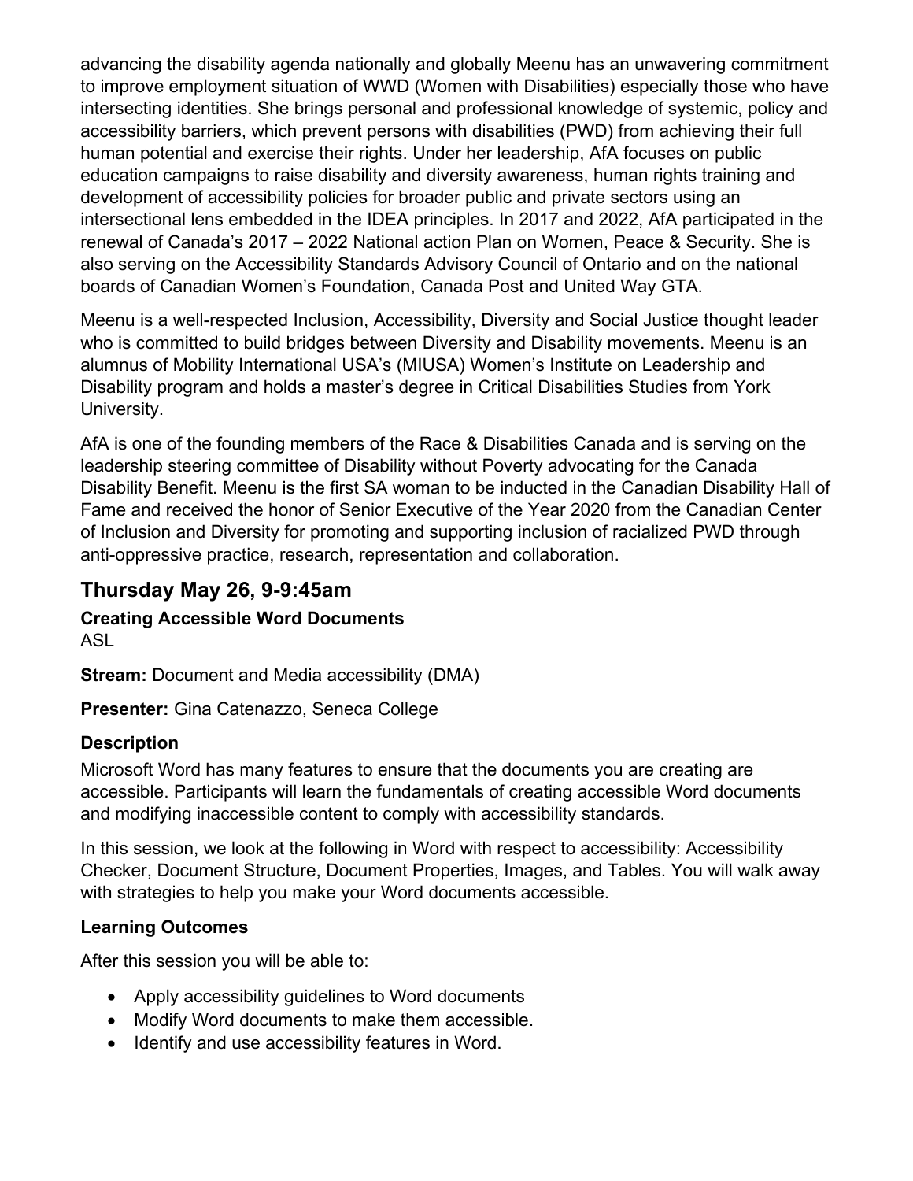advancing the disability agenda nationally and globally Meenu has an unwavering commitment to improve employment situation of WWD (Women with Disabilities) especially those who have intersecting identities. She brings personal and professional knowledge of systemic, policy and accessibility barriers, which prevent persons with disabilities (PWD) from achieving their full human potential and exercise their rights. Under her leadership, AfA focuses on public education campaigns to raise disability and diversity awareness, human rights training and development of accessibility policies for broader public and private sectors using an intersectional lens embedded in the IDEA principles. In 2017 and 2022, AfA participated in the renewal of Canada's 2017 – 2022 National action Plan on Women, Peace & Security. She is also serving on the Accessibility Standards Advisory Council of Ontario and on the national boards of Canadian Women's Foundation, Canada Post and United Way GTA.

Meenu is a well-respected Inclusion, Accessibility, Diversity and Social Justice thought leader who is committed to build bridges between Diversity and Disability movements. Meenu is an alumnus of Mobility International USA's (MIUSA) Women's Institute on Leadership and Disability program and holds a master's degree in Critical Disabilities Studies from York University.

AfA is one of the founding members of the Race & Disabilities Canada and is serving on the leadership steering committee of Disability without Poverty advocating for the Canada Disability Benefit. Meenu is the first SA woman to be inducted in the Canadian Disability Hall of Fame and received the honor of Senior Executive of the Year 2020 from the Canadian Center of Inclusion and Diversity for promoting and supporting inclusion of racialized PWD through anti-oppressive practice, research, representation and collaboration.

## Thursday May 26, 9-9:45am

### Creating Accessible Word Documents

ASL

**Stream:** Document and Media accessibility (DMA)

**Presenter:** Gina Catenazzo, Seneca College

### Description

Microsoft Word has many features to ensure that the documents you are creating are accessible. Participants will learn the fundamentals of creating accessible Word documents and modifying inaccessible content to comply with accessibility standards.

In this session, we look at the following in Word with respect to accessibility: Accessibility Checker, Document Structure, Document Properties, Images, and Tables. You will walk away with strategies to help you make your Word documents accessible.

### Learning Outcomes

After this session you will be able to:

- Apply accessibility guidelines to Word documents
- Modify Word documents to make them accessible.
- Identify and use accessibility features in Word.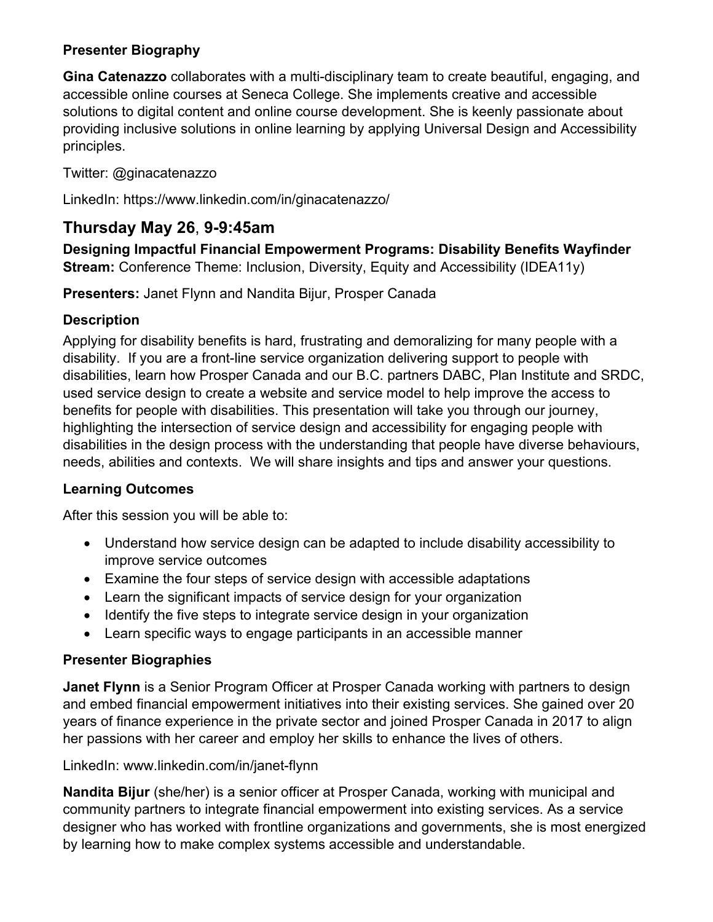**Presenter Biography**

**Gina Catenazzo** collaborates with a multi-disciplinary team to create beautiful, engaging, and accessible online courses at Seneca College. She implements creative and accessible solutions to digital content and online course development. She is keenly passionate about providing inclusive solutions in online learning by applying Universal Design and Accessibility principles.

Twitter: @ginacatenazzo

LinkedIn: https://www.linkedin.com/in/ginacatenazzo/

## Thursday May 26, 9-9:45am

**Designing Impactful Financial Empowerment Programs: Disability Benefits Wayfinder**
**Stream:** Conference Theme: Inclusion, Diversity, Equity and Accessibility (IDEA11y)

**Presenters:** Janet Flynn and Nandita Bijur, Prosper Canada

### Description

Applying for disability benefits is hard, frustrating and demoralizing for many people with a disability. If you are a front-line service organization delivering support to people with disabilities, learn how Prosper Canada and our B.C. partners DABC, Plan Institute and SRDC, used service design to create a website and service model to help improve the access to benefits for people with disabilities. This presentation will take you through our journey, highlighting the intersection of service design and accessibility for engaging people with disabilities in the design process with the understanding that people have diverse behaviours, needs, abilities and contexts. We will share insights and tips and answer your questions.

### Learning Outcomes

After this session you will be able to:

- Understand how service design can be adapted to include disability accessibility to improve service outcomes
- Examine the four steps of service design with accessible adaptations
- Learn the significant impacts of service design for your organization
- Identify the five steps to integrate service design in your organization
- Learn specific ways to engage participants in an accessible manner

### Presenter Biographies

**Janet Flynn** is a Senior Program Officer at Prosper Canada working with partners to design and embed financial empowerment initiatives into their existing services. She gained over 20 years of finance experience in the private sector and joined Prosper Canada in 2017 to align her passions with her career and employ her skills to enhance the lives of others.

LinkedIn: www.linkedin.com/in/janet-flynn

**Nandita Bijur** (she/her) is a senior officer at Prosper Canada, working with municipal and community partners to integrate financial empowerment into existing services. As a service designer who has worked with frontline organizations and governments, she is most energized by learning how to make complex systems accessible and understandable.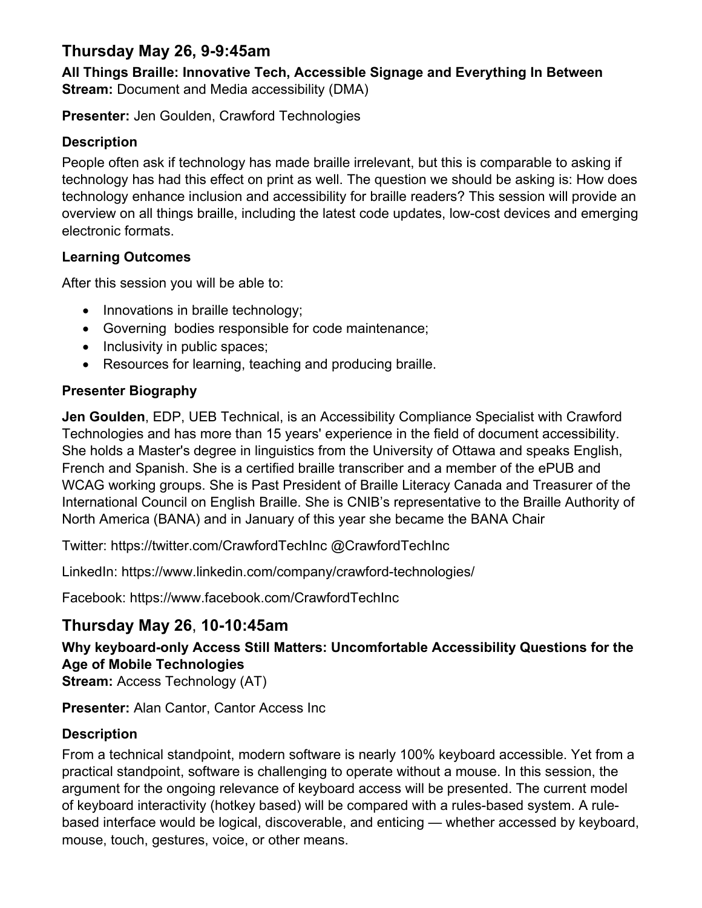## Thursday May 26, 9-9:45am

**All Things Braille: Innovative Tech, Accessible Signage and Everything In Between**
**Stream:** Document and Media accessibility (DMA)

**Presenter:** Jen Goulden, Crawford Technologies

### Description

People often ask if technology has made braille irrelevant, but this is comparable to asking if technology has had this effect on print as well. The question we should be asking is: How does technology enhance inclusion and accessibility for braille readers? This session will provide an overview on all things braille, including the latest code updates, low-cost devices and emerging electronic formats.

### Learning Outcomes

After this session you will be able to:

- Innovations in braille technology;
- Governing bodies responsible for code maintenance;
- Inclusivity in public spaces;
- Resources for learning, teaching and producing braille.

### Presenter Biography

**Jen Goulden**, EDP, UEB Technical, is an Accessibility Compliance Specialist with Crawford Technologies and has more than 15 years' experience in the field of document accessibility. She holds a Master's degree in linguistics from the University of Ottawa and speaks English, French and Spanish. She is a certified braille transcriber and a member of the ePUB and WCAG working groups. She is Past President of Braille Literacy Canada and Treasurer of the International Council on English Braille. She is CNIB's representative to the Braille Authority of North America (BANA) and in January of this year she became the BANA Chair

Twitter: https://twitter.com/CrawfordTechInc @CrawfordTechInc

LinkedIn: https://www.linkedin.com/company/crawford-technologies/

Facebook: https://www.facebook.com/CrawfordTechInc

## Thursday May 26, 10-10:45am

**Why keyboard-only Access Still Matters: Uncomfortable Accessibility Questions for the Age of Mobile Technologies**
**Stream:** Access Technology (AT)

**Presenter:** Alan Cantor, Cantor Access Inc

### Description

From a technical standpoint, modern software is nearly 100% keyboard accessible. Yet from a practical standpoint, software is challenging to operate without a mouse. In this session, the argument for the ongoing relevance of keyboard access will be presented. The current model of keyboard interactivity (hotkey based) will be compared with a rules-based system. A rule-based interface would be logical, discoverable, and enticing — whether accessed by keyboard, mouse, touch, gestures, voice, or other means.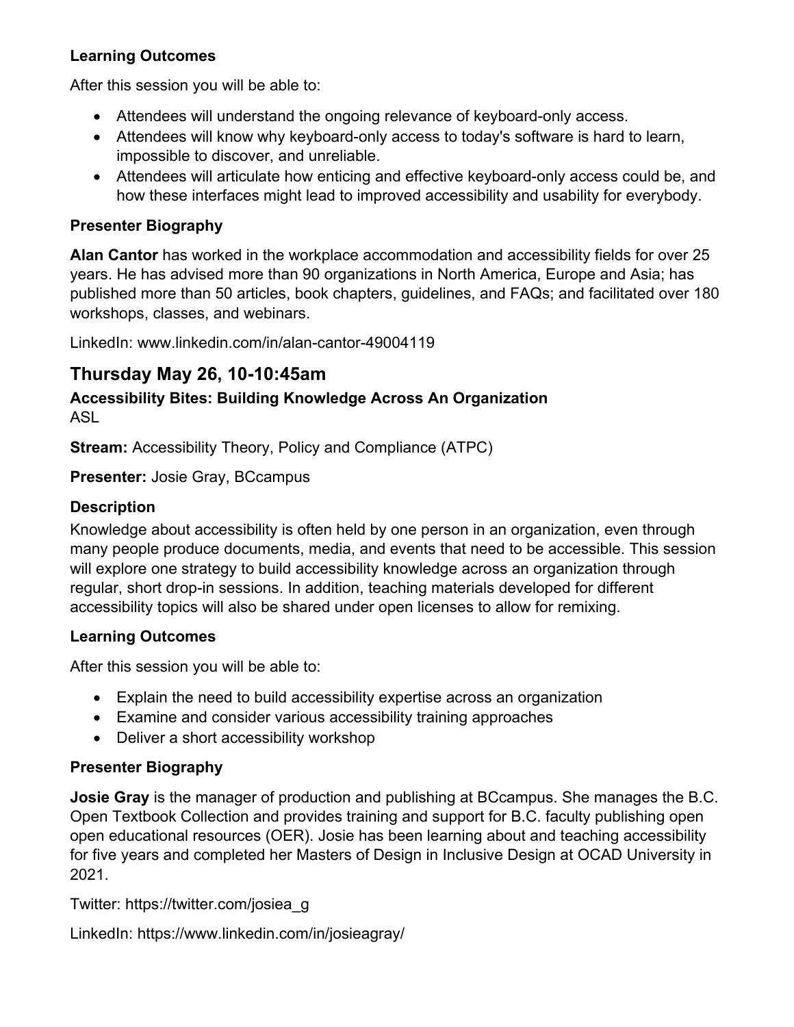### Learning Outcomes

After this session you will be able to:

- Attendees will understand the ongoing relevance of keyboard-only access.
- Attendees will know why keyboard-only access to today's software is hard to learn, impossible to discover, and unreliable.
- Attendees will articulate how enticing and effective keyboard-only access could be, and how these interfaces might lead to improved accessibility and usability for everybody.

### Presenter Biography

**Alan Cantor** has worked in the workplace accommodation and accessibility fields for over 25 years. He has advised more than 90 organizations in North America, Europe and Asia; has published more than 50 articles, book chapters, guidelines, and FAQs; and facilitated over 180 workshops, classes, and webinars.

LinkedIn: www.linkedin.com/in/alan-cantor-49004119

## Thursday May 26, 10-10:45am

### Accessibility Bites: Building Knowledge Across An Organization

ASL

**Stream:** Accessibility Theory, Policy and Compliance (ATPC)

**Presenter:** Josie Gray, BCcampus

### Description

Knowledge about accessibility is often held by one person in an organization, even through many people produce documents, media, and events that need to be accessible. This session will explore one strategy to build accessibility knowledge across an organization through regular, short drop-in sessions. In addition, teaching materials developed for different accessibility topics will also be shared under open licenses to allow for remixing.

### Learning Outcomes

After this session you will be able to:

- Explain the need to build accessibility expertise across an organization
- Examine and consider various accessibility training approaches
- Deliver a short accessibility workshop

### Presenter Biography

**Josie Gray** is the manager of production and publishing at BCcampus. She manages the B.C. Open Textbook Collection and provides training and support for B.C. faculty publishing open open educational resources (OER). Josie has been learning about and teaching accessibility for five years and completed her Masters of Design in Inclusive Design at OCAD University in 2021.

Twitter: https://twitter.com/josiea_g

LinkedIn: https://www.linkedin.com/in/josieagray/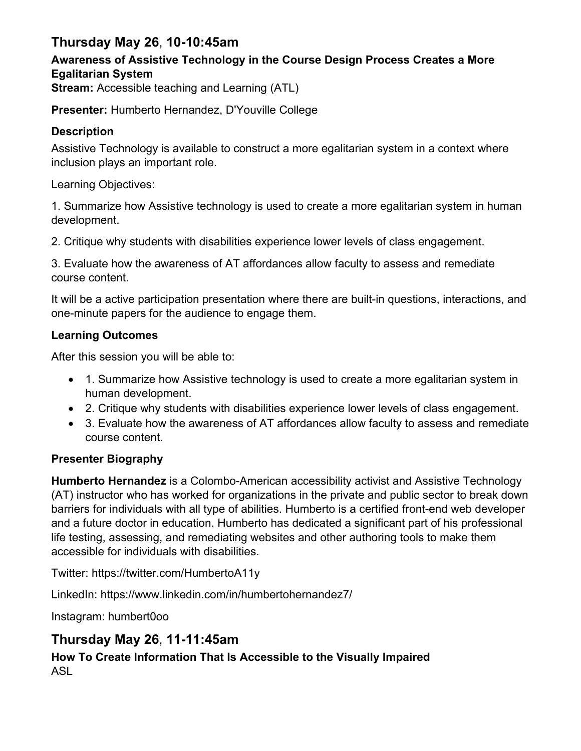## Thursday May 26, 10-10:45am

### Awareness of Assistive Technology in the Course Design Process Creates a More Egalitarian System

**Stream:** Accessible teaching and Learning (ATL)

**Presenter:** Humberto Hernandez, D'Youville College

#### Description

Assistive Technology is available to construct a more egalitarian system in a context where inclusion plays an important role.

Learning Objectives:

1. Summarize how Assistive technology is used to create a more egalitarian system in human development.

2. Critique why students with disabilities experience lower levels of class engagement.

3. Evaluate how the awareness of AT affordances allow faculty to assess and remediate course content.

It will be a active participation presentation where there are built-in questions, interactions, and one-minute papers for the audience to engage them.

#### Learning Outcomes

After this session you will be able to:

- 1. Summarize how Assistive technology is used to create a more egalitarian system in human development.
- 2. Critique why students with disabilities experience lower levels of class engagement.
- 3. Evaluate how the awareness of AT affordances allow faculty to assess and remediate course content.

#### Presenter Biography

**Humberto Hernandez** is a Colombo-American accessibility activist and Assistive Technology (AT) instructor who has worked for organizations in the private and public sector to break down barriers for individuals with all type of abilities. Humberto is a certified front-end web developer and a future doctor in education. Humberto has dedicated a significant part of his professional life testing, assessing, and remediating websites and other authoring tools to make them accessible for individuals with disabilities.

Twitter: https://twitter.com/HumbertoA11y

LinkedIn: https://www.linkedin.com/in/humbertohernandez7/

Instagram: humbert0oo

## Thursday May 26, 11-11:45am

### How To Create Information That Is Accessible to the Visually Impaired

ASL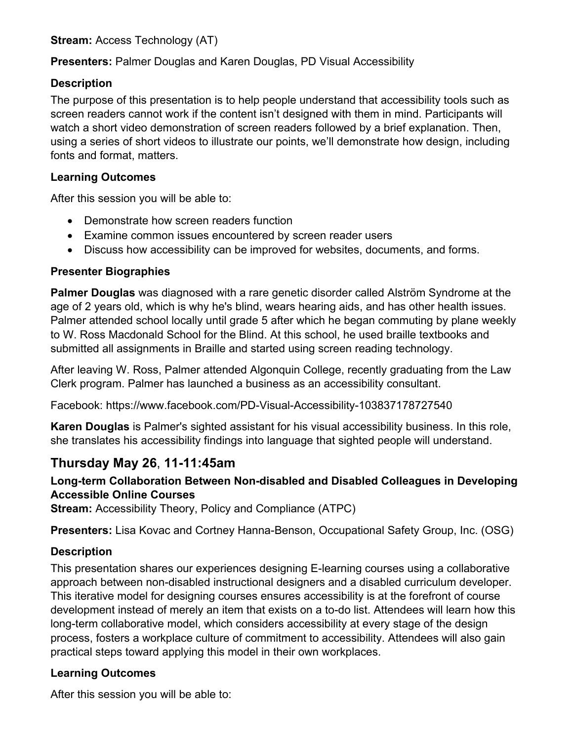**Stream:** Access Technology (AT)

**Presenters:** Palmer Douglas and Karen Douglas, PD Visual Accessibility

### Description

The purpose of this presentation is to help people understand that accessibility tools such as screen readers cannot work if the content isn't designed with them in mind. Participants will watch a short video demonstration of screen readers followed by a brief explanation. Then, using a series of short videos to illustrate our points, we'll demonstrate how design, including fonts and format, matters.

### Learning Outcomes

After this session you will be able to:

- Demonstrate how screen readers function
- Examine common issues encountered by screen reader users
- Discuss how accessibility can be improved for websites, documents, and forms.

### Presenter Biographies

**Palmer Douglas** was diagnosed with a rare genetic disorder called Alström Syndrome at the age of 2 years old, which is why he's blind, wears hearing aids, and has other health issues. Palmer attended school locally until grade 5 after which he began commuting by plane weekly to W. Ross Macdonald School for the Blind. At this school, he used braille textbooks and submitted all assignments in Braille and started using screen reading technology.

After leaving W. Ross, Palmer attended Algonquin College, recently graduating from the Law Clerk program. Palmer has launched a business as an accessibility consultant.

Facebook: https://www.facebook.com/PD-Visual-Accessibility-103837178727540

**Karen Douglas** is Palmer's sighted assistant for his visual accessibility business. In this role, she translates his accessibility findings into language that sighted people will understand.

## Thursday May 26, 11-11:45am

**Long-term Collaboration Between Non-disabled and Disabled Colleagues in Developing Accessible Online Courses**

**Stream:** Accessibility Theory, Policy and Compliance (ATPC)

**Presenters:** Lisa Kovac and Cortney Hanna-Benson, Occupational Safety Group, Inc. (OSG)

### Description

This presentation shares our experiences designing E-learning courses using a collaborative approach between non-disabled instructional designers and a disabled curriculum developer. This iterative model for designing courses ensures accessibility is at the forefront of course development instead of merely an item that exists on a to-do list. Attendees will learn how this long-term collaborative model, which considers accessibility at every stage of the design process, fosters a workplace culture of commitment to accessibility. Attendees will also gain practical steps toward applying this model in their own workplaces.

### Learning Outcomes

After this session you will be able to: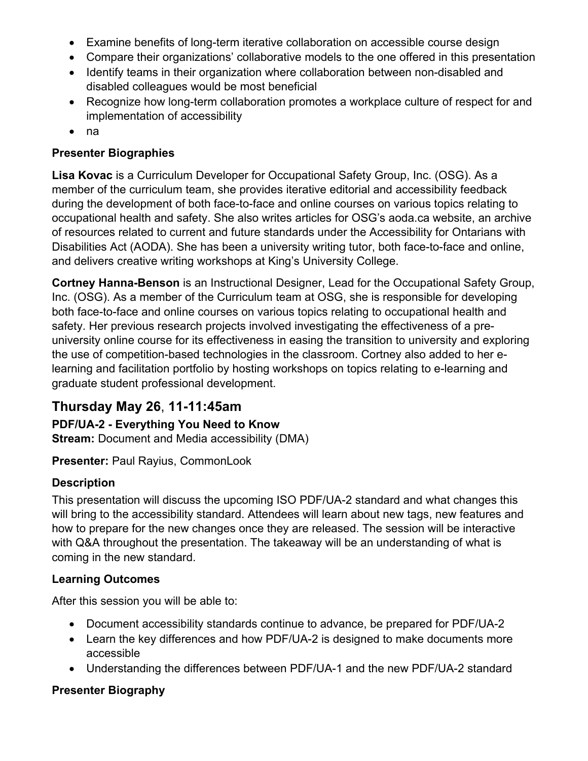- Examine benefits of long-term iterative collaboration on accessible course design
- Compare their organizations' collaborative models to the one offered in this presentation
- Identify teams in their organization where collaboration between non-disabled and disabled colleagues would be most beneficial
- Recognize how long-term collaboration promotes a workplace culture of respect for and implementation of accessibility
- na

### Presenter Biographies

**Lisa Kovac** is a Curriculum Developer for Occupational Safety Group, Inc. (OSG). As a member of the curriculum team, she provides iterative editorial and accessibility feedback during the development of both face-to-face and online courses on various topics relating to occupational health and safety. She also writes articles for OSG's aoda.ca website, an archive of resources related to current and future standards under the Accessibility for Ontarians with Disabilities Act (AODA). She has been a university writing tutor, both face-to-face and online, and delivers creative writing workshops at King's University College.

**Cortney Hanna-Benson** is an Instructional Designer, Lead for the Occupational Safety Group, Inc. (OSG). As a member of the Curriculum team at OSG, she is responsible for developing both face-to-face and online courses on various topics relating to occupational health and safety. Her previous research projects involved investigating the effectiveness of a pre-university online course for its effectiveness in easing the transition to university and exploring the use of competition-based technologies in the classroom. Cortney also added to her e-learning and facilitation portfolio by hosting workshops on topics relating to e-learning and graduate student professional development.

## Thursday May 26, 11-11:45am

**PDF/UA-2 - Everything You Need to Know**
**Stream:** Document and Media accessibility (DMA)

**Presenter:** Paul Rayius, CommonLook

### Description

This presentation will discuss the upcoming ISO PDF/UA-2 standard and what changes this will bring to the accessibility standard. Attendees will learn about new tags, new features and how to prepare for the new changes once they are released. The session will be interactive with Q&A throughout the presentation. The takeaway will be an understanding of what is coming in the new standard.

### Learning Outcomes

After this session you will be able to:

- Document accessibility standards continue to advance, be prepared for PDF/UA-2
- Learn the key differences and how PDF/UA-2 is designed to make documents more accessible
- Understanding the differences between PDF/UA-1 and the new PDF/UA-2 standard

### Presenter Biography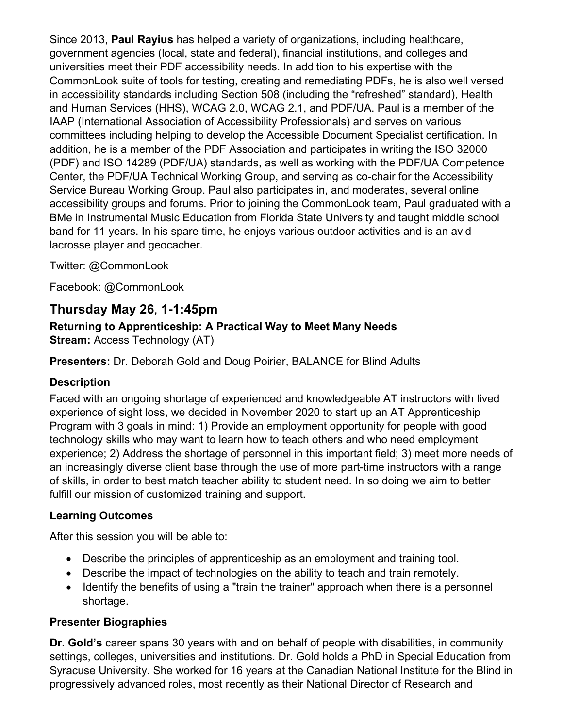Since 2013, **Paul Rayius** has helped a variety of organizations, including healthcare, government agencies (local, state and federal), financial institutions, and colleges and universities meet their PDF accessibility needs. In addition to his expertise with the CommonLook suite of tools for testing, creating and remediating PDFs, he is also well versed in accessibility standards including Section 508 (including the "refreshed" standard), Health and Human Services (HHS), WCAG 2.0, WCAG 2.1, and PDF/UA. Paul is a member of the IAAP (International Association of Accessibility Professionals) and serves on various committees including helping to develop the Accessible Document Specialist certification. In addition, he is a member of the PDF Association and participates in writing the ISO 32000 (PDF) and ISO 14289 (PDF/UA) standards, as well as working with the PDF/UA Competence Center, the PDF/UA Technical Working Group, and serving as co-chair for the Accessibility Service Bureau Working Group. Paul also participates in, and moderates, several online accessibility groups and forums. Prior to joining the CommonLook team, Paul graduated with a BMe in Instrumental Music Education from Florida State University and taught middle school band for 11 years. In his spare time, he enjoys various outdoor activities and is an avid lacrosse player and geocacher.

Twitter: @CommonLook

Facebook: @CommonLook

## Thursday May 26, 1-1:45pm

**Returning to Apprenticeship: A Practical Way to Meet Many Needs**
**Stream:** Access Technology (AT)

**Presenters:** Dr. Deborah Gold and Doug Poirier, BALANCE for Blind Adults

### Description

Faced with an ongoing shortage of experienced and knowledgeable AT instructors with lived experience of sight loss, we decided in November 2020 to start up an AT Apprenticeship Program with 3 goals in mind: 1) Provide an employment opportunity for people with good technology skills who may want to learn how to teach others and who need employment experience; 2) Address the shortage of personnel in this important field; 3) meet more needs of an increasingly diverse client base through the use of more part-time instructors with a range of skills, in order to best match teacher ability to student need. In so doing we aim to better fulfill our mission of customized training and support.

### Learning Outcomes

After this session you will be able to:

- Describe the principles of apprenticeship as an employment and training tool.
- Describe the impact of technologies on the ability to teach and train remotely.
- Identify the benefits of using a "train the trainer" approach when there is a personnel shortage.

### Presenter Biographies

**Dr. Gold's** career spans 30 years with and on behalf of people with disabilities, in community settings, colleges, universities and institutions. Dr. Gold holds a PhD in Special Education from Syracuse University. She worked for 16 years at the Canadian National Institute for the Blind in progressively advanced roles, most recently as their National Director of Research and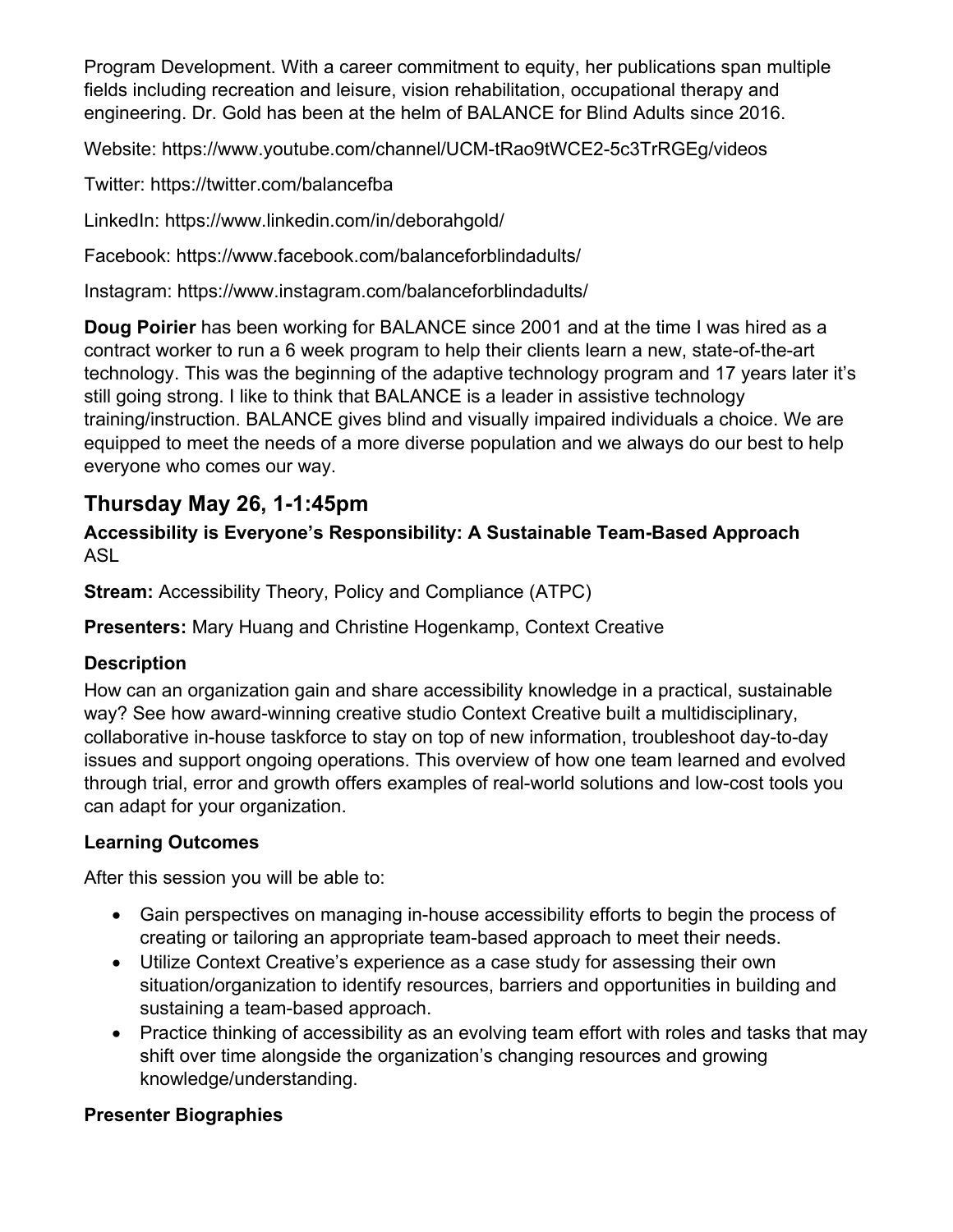Program Development. With a career commitment to equity, her publications span multiple fields including recreation and leisure, vision rehabilitation, occupational therapy and engineering. Dr. Gold has been at the helm of BALANCE for Blind Adults since 2016.

Website: https://www.youtube.com/channel/UCM-tRao9tWCE2-5c3TrRGEg/videos

Twitter: https://twitter.com/balancefba

LinkedIn: https://www.linkedin.com/in/deborahgold/

Facebook: https://www.facebook.com/balanceforblindadults/

Instagram: https://www.instagram.com/balanceforblindadults/

**Doug Poirier** has been working for BALANCE since 2001 and at the time I was hired as a contract worker to run a 6 week program to help their clients learn a new, state-of-the-art technology. This was the beginning of the adaptive technology program and 17 years later it's still going strong. I like to think that BALANCE is a leader in assistive technology training/instruction. BALANCE gives blind and visually impaired individuals a choice. We are equipped to meet the needs of a more diverse population and we always do our best to help everyone who comes our way.

## Thursday May 26, 1-1:45pm

**Accessibility is Everyone's Responsibility: A Sustainable Team-Based Approach**
ASL

**Stream:** Accessibility Theory, Policy and Compliance (ATPC)

**Presenters:** Mary Huang and Christine Hogenkamp, Context Creative

### Description

How can an organization gain and share accessibility knowledge in a practical, sustainable way? See how award-winning creative studio Context Creative built a multidisciplinary, collaborative in-house taskforce to stay on top of new information, troubleshoot day-to-day issues and support ongoing operations. This overview of how one team learned and evolved through trial, error and growth offers examples of real-world solutions and low-cost tools you can adapt for your organization.

### Learning Outcomes

After this session you will be able to:

- Gain perspectives on managing in-house accessibility efforts to begin the process of creating or tailoring an appropriate team-based approach to meet their needs.
- Utilize Context Creative's experience as a case study for assessing their own situation/organization to identify resources, barriers and opportunities in building and sustaining a team-based approach.
- Practice thinking of accessibility as an evolving team effort with roles and tasks that may shift over time alongside the organization's changing resources and growing knowledge/understanding.

### Presenter Biographies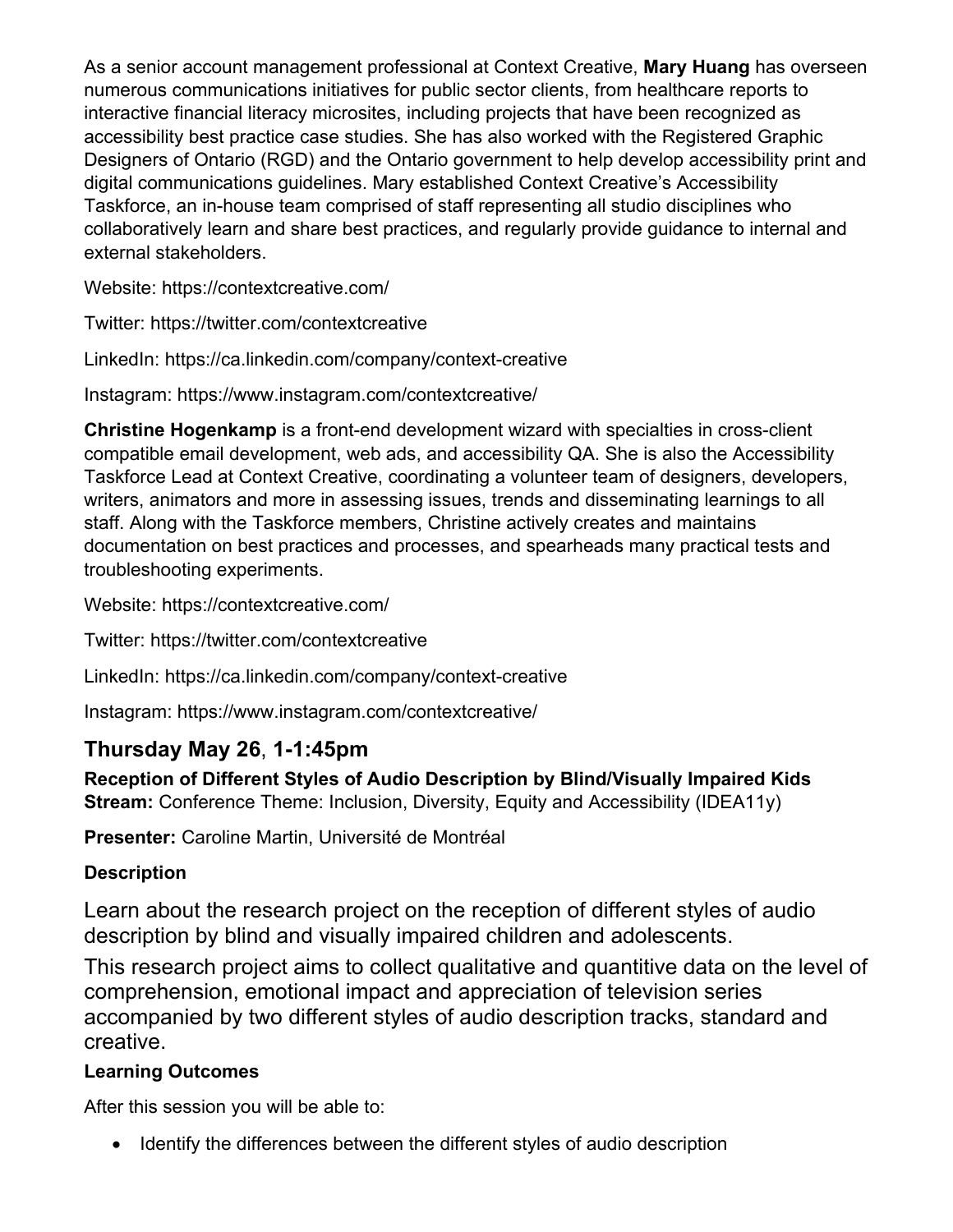As a senior account management professional at Context Creative, **Mary Huang** has overseen numerous communications initiatives for public sector clients, from healthcare reports to interactive financial literacy microsites, including projects that have been recognized as accessibility best practice case studies. She has also worked with the Registered Graphic Designers of Ontario (RGD) and the Ontario government to help develop accessibility print and digital communications guidelines. Mary established Context Creative's Accessibility Taskforce, an in-house team comprised of staff representing all studio disciplines who collaboratively learn and share best practices, and regularly provide guidance to internal and external stakeholders.

Website: https://contextcreative.com/

Twitter: https://twitter.com/contextcreative

LinkedIn: https://ca.linkedin.com/company/context-creative

Instagram: https://www.instagram.com/contextcreative/

**Christine Hogenkamp** is a front-end development wizard with specialties in cross-client compatible email development, web ads, and accessibility QA. She is also the Accessibility Taskforce Lead at Context Creative, coordinating a volunteer team of designers, developers, writers, animators and more in assessing issues, trends and disseminating learnings to all staff. Along with the Taskforce members, Christine actively creates and maintains documentation on best practices and processes, and spearheads many practical tests and troubleshooting experiments.

Website: https://contextcreative.com/

Twitter: https://twitter.com/contextcreative

LinkedIn: https://ca.linkedin.com/company/context-creative

Instagram: https://www.instagram.com/contextcreative/

## Thursday May 26, 1-1:45pm

**Reception of Different Styles of Audio Description by Blind/Visually Impaired Kids**
**Stream:** Conference Theme: Inclusion, Diversity, Equity and Accessibility (IDEA11y)

**Presenter:** Caroline Martin, Université de Montréal

### Description

Learn about the research project on the reception of different styles of audio description by blind and visually impaired children and adolescents.

This research project aims to collect qualitative and quantitive data on the level of comprehension, emotional impact and appreciation of television series accompanied by two different styles of audio description tracks, standard and creative.

### Learning Outcomes

After this session you will be able to:

- Identify the differences between the different styles of audio description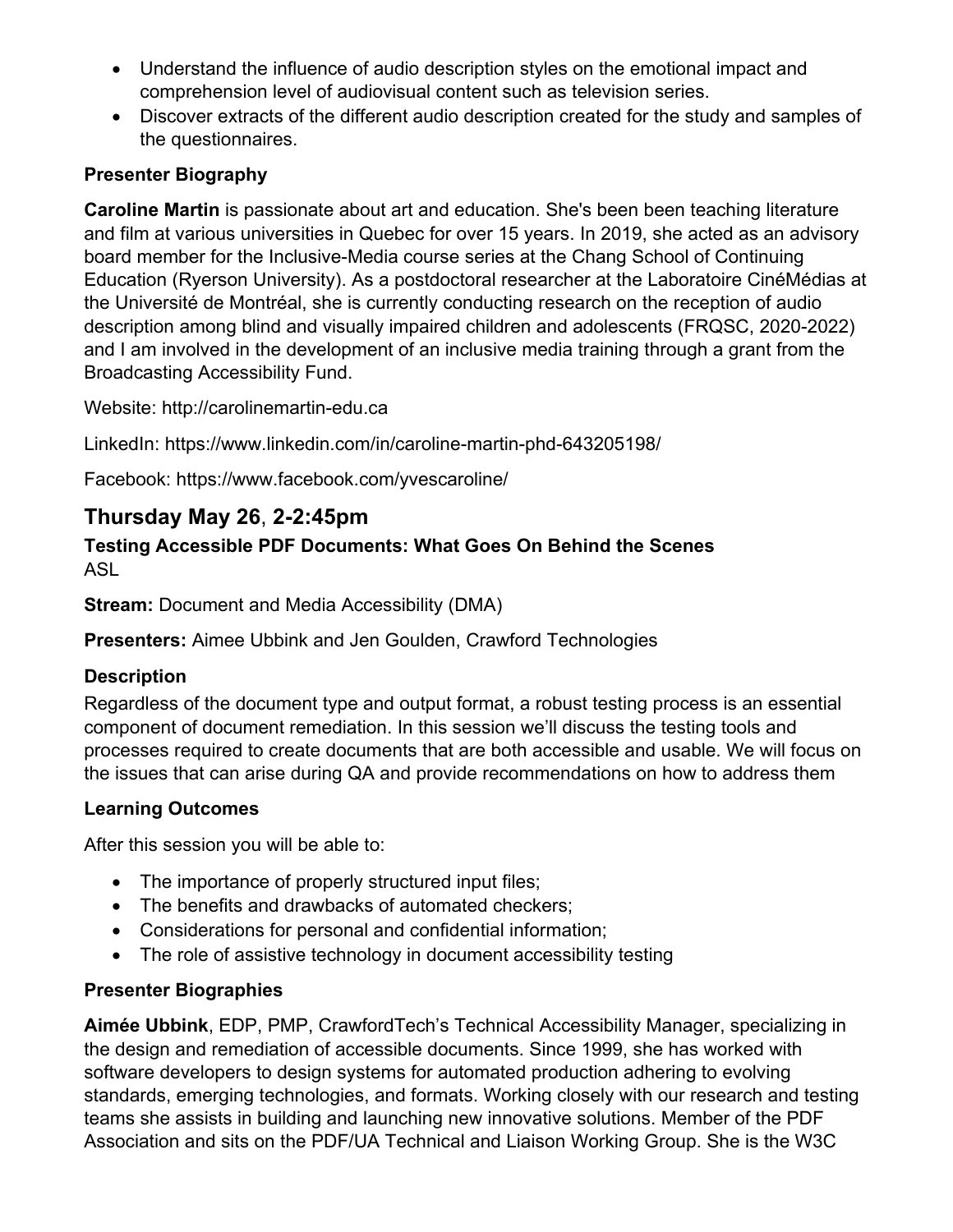- Understand the influence of audio description styles on the emotional impact and comprehension level of audiovisual content such as television series.
- Discover extracts of the different audio description created for the study and samples of the questionnaires.

**Presenter Biography**

**Caroline Martin** is passionate about art and education. She's been been teaching literature and film at various universities in Quebec for over 15 years. In 2019, she acted as an advisory board member for the Inclusive-Media course series at the Chang School of Continuing Education (Ryerson University). As a postdoctoral researcher at the Laboratoire CinéMédias at the Université de Montréal, she is currently conducting research on the reception of audio description among blind and visually impaired children and adolescents (FRQSC, 2020-2022) and I am involved in the development of an inclusive media training through a grant from the Broadcasting Accessibility Fund.

Website: http://carolinemartin-edu.ca

LinkedIn: https://www.linkedin.com/in/caroline-martin-phd-643205198/

Facebook: https://www.facebook.com/yvescaroline/

## Thursday May 26, 2-2:45pm

**Testing Accessible PDF Documents: What Goes On Behind the Scenes**
ASL

**Stream:** Document and Media Accessibility (DMA)

**Presenters:** Aimee Ubbink and Jen Goulden, Crawford Technologies

**Description**

Regardless of the document type and output format, a robust testing process is an essential component of document remediation. In this session we'll discuss the testing tools and processes required to create documents that are both accessible and usable. We will focus on the issues that can arise during QA and provide recommendations on how to address them

**Learning Outcomes**

After this session you will be able to:

- The importance of properly structured input files;
- The benefits and drawbacks of automated checkers;
- Considerations for personal and confidential information;
- The role of assistive technology in document accessibility testing

**Presenter Biographies**

**Aimée Ubbink**, EDP, PMP, CrawfordTech's Technical Accessibility Manager, specializing in the design and remediation of accessible documents. Since 1999, she has worked with software developers to design systems for automated production adhering to evolving standards, emerging technologies, and formats. Working closely with our research and testing teams she assists in building and launching new innovative solutions. Member of the PDF Association and sits on the PDF/UA Technical and Liaison Working Group. She is the W3C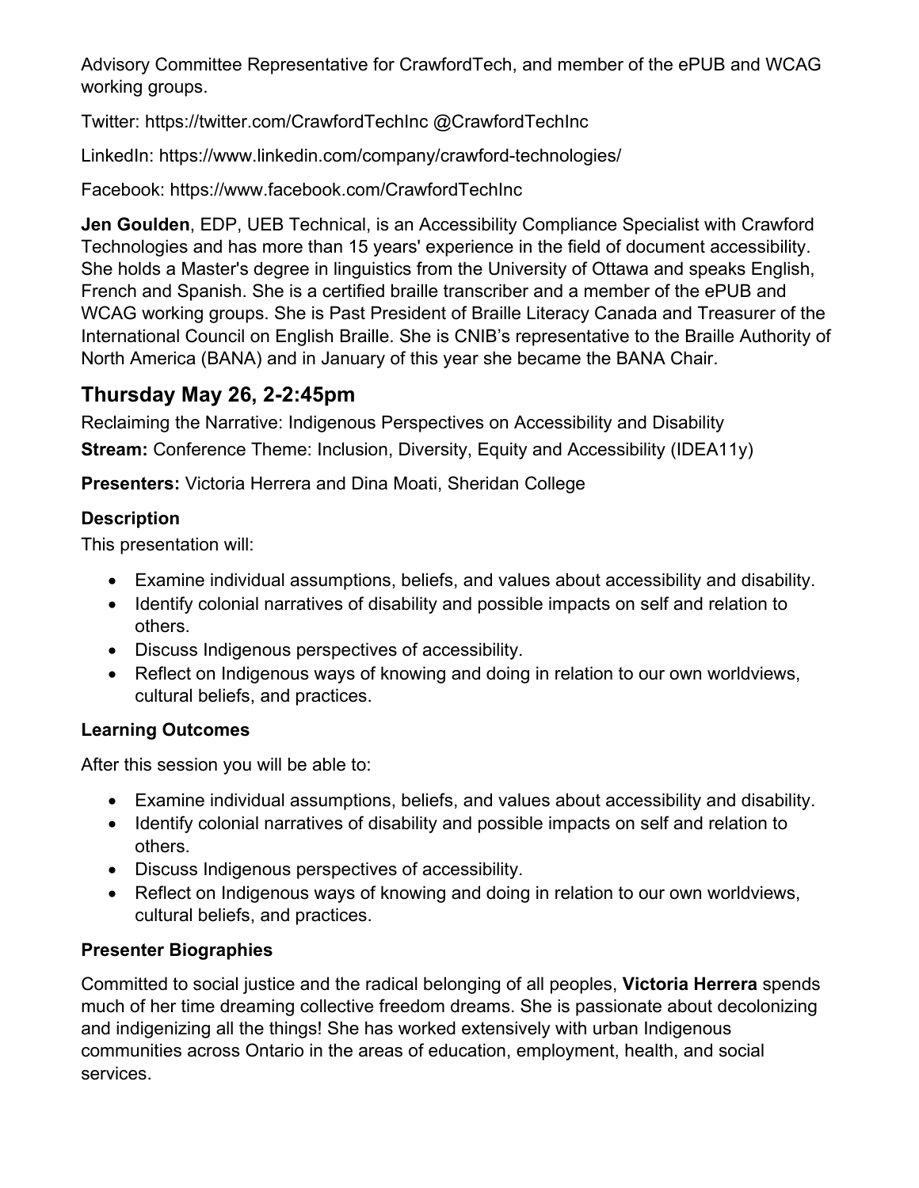Advisory Committee Representative for CrawfordTech, and member of the ePUB and WCAG working groups.

Twitter: https://twitter.com/CrawfordTechInc @CrawfordTechInc

LinkedIn: https://www.linkedin.com/company/crawford-technologies/

Facebook: https://www.facebook.com/CrawfordTechInc

**Jen Goulden**, EDP, UEB Technical, is an Accessibility Compliance Specialist with Crawford Technologies and has more than 15 years' experience in the field of document accessibility. She holds a Master's degree in linguistics from the University of Ottawa and speaks English, French and Spanish. She is a certified braille transcriber and a member of the ePUB and WCAG working groups. She is Past President of Braille Literacy Canada and Treasurer of the International Council on English Braille. She is CNIB's representative to the Braille Authority of North America (BANA) and in January of this year she became the BANA Chair.

## Thursday May 26, 2-2:45pm

Reclaiming the Narrative: Indigenous Perspectives on Accessibility and Disability

**Stream:** Conference Theme: Inclusion, Diversity, Equity and Accessibility (IDEA11y)

**Presenters:** Victoria Herrera and Dina Moati, Sheridan College

### Description

This presentation will:

- Examine individual assumptions, beliefs, and values about accessibility and disability.
- Identify colonial narratives of disability and possible impacts on self and relation to others.
- Discuss Indigenous perspectives of accessibility.
- Reflect on Indigenous ways of knowing and doing in relation to our own worldviews, cultural beliefs, and practices.

### Learning Outcomes

After this session you will be able to:

- Examine individual assumptions, beliefs, and values about accessibility and disability.
- Identify colonial narratives of disability and possible impacts on self and relation to others.
- Discuss Indigenous perspectives of accessibility.
- Reflect on Indigenous ways of knowing and doing in relation to our own worldviews, cultural beliefs, and practices.

### Presenter Biographies

Committed to social justice and the radical belonging of all peoples, **Victoria Herrera** spends much of her time dreaming collective freedom dreams. She is passionate about decolonizing and indigenizing all the things! She has worked extensively with urban Indigenous communities across Ontario in the areas of education, employment, health, and social services.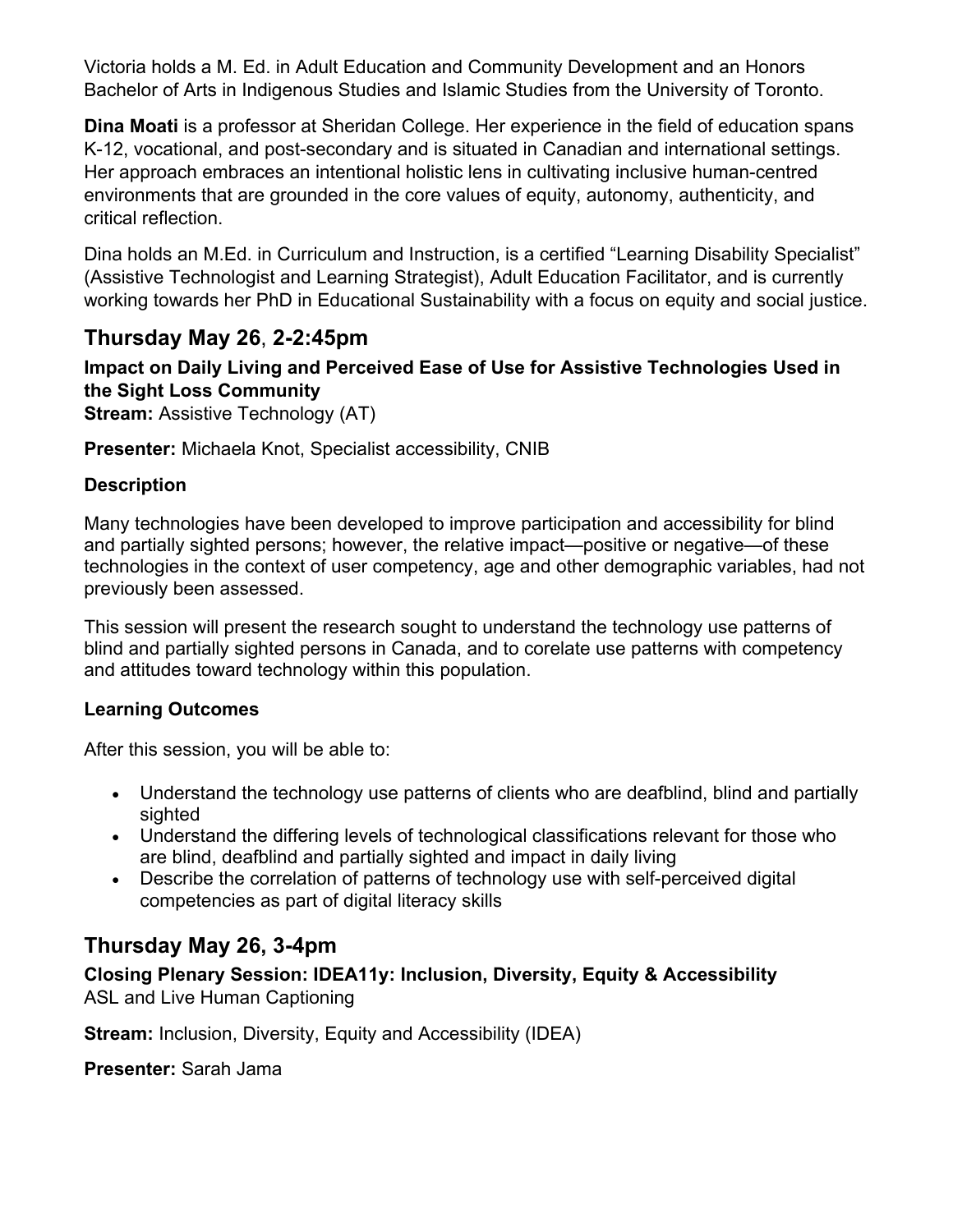Victoria holds a M. Ed. in Adult Education and Community Development and an Honors Bachelor of Arts in Indigenous Studies and Islamic Studies from the University of Toronto.

**Dina Moati** is a professor at Sheridan College. Her experience in the field of education spans K-12, vocational, and post-secondary and is situated in Canadian and international settings. Her approach embraces an intentional holistic lens in cultivating inclusive human-centred environments that are grounded in the core values of equity, autonomy, authenticity, and critical reflection.

Dina holds an M.Ed. in Curriculum and Instruction, is a certified "Learning Disability Specialist" (Assistive Technologist and Learning Strategist), Adult Education Facilitator, and is currently working towards her PhD in Educational Sustainability with a focus on equity and social justice.

## Thursday May 26, 2-2:45pm

**Impact on Daily Living and Perceived Ease of Use for Assistive Technologies Used in the Sight Loss Community**
**Stream:** Assistive Technology (AT)

**Presenter:** Michaela Knot, Specialist accessibility, CNIB

### Description

Many technologies have been developed to improve participation and accessibility for blind and partially sighted persons; however, the relative impact—positive or negative—of these technologies in the context of user competency, age and other demographic variables, had not previously been assessed.

This session will present the research sought to understand the technology use patterns of blind and partially sighted persons in Canada, and to corelate use patterns with competency and attitudes toward technology within this population.

### Learning Outcomes

After this session, you will be able to:

- Understand the technology use patterns of clients who are deafblind, blind and partially sighted
- Understand the differing levels of technological classifications relevant for those who are blind, deafblind and partially sighted and impact in daily living
- Describe the correlation of patterns of technology use with self-perceived digital competencies as part of digital literacy skills

## Thursday May 26, 3-4pm

**Closing Plenary Session: IDEA11y: Inclusion, Diversity, Equity & Accessibility**
ASL and Live Human Captioning

**Stream:** Inclusion, Diversity, Equity and Accessibility (IDEA)

**Presenter:** Sarah Jama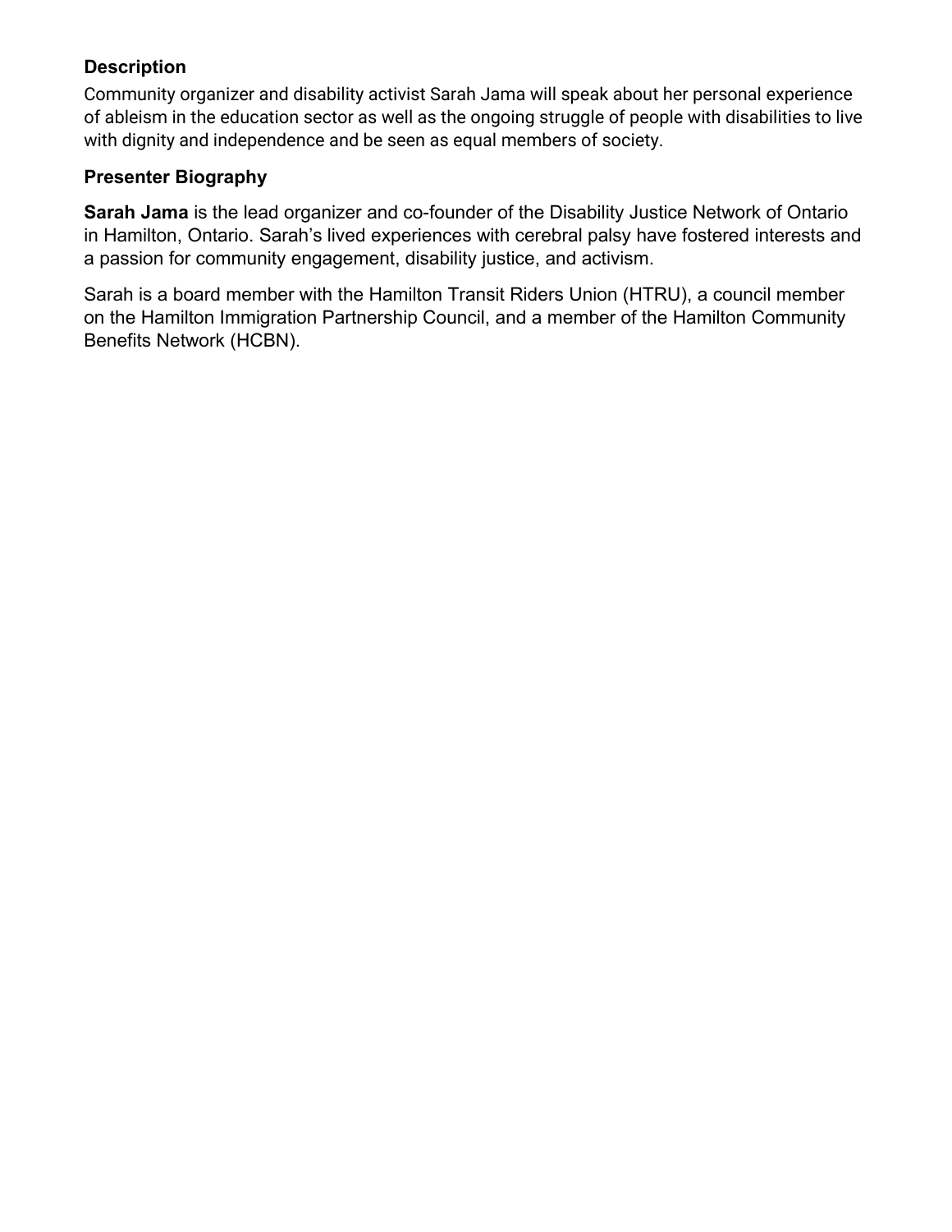### Description

Community organizer and disability activist Sarah Jama will speak about her personal experience of ableism in the education sector as well as the ongoing struggle of people with disabilities to live with dignity and independence and be seen as equal members of society.

### Presenter Biography

**Sarah Jama** is the lead organizer and co-founder of the Disability Justice Network of Ontario in Hamilton, Ontario. Sarah's lived experiences with cerebral palsy have fostered interests and a passion for community engagement, disability justice, and activism.

Sarah is a board member with the Hamilton Transit Riders Union (HTRU), a council member on the Hamilton Immigration Partnership Council, and a member of the Hamilton Community Benefits Network (HCBN).